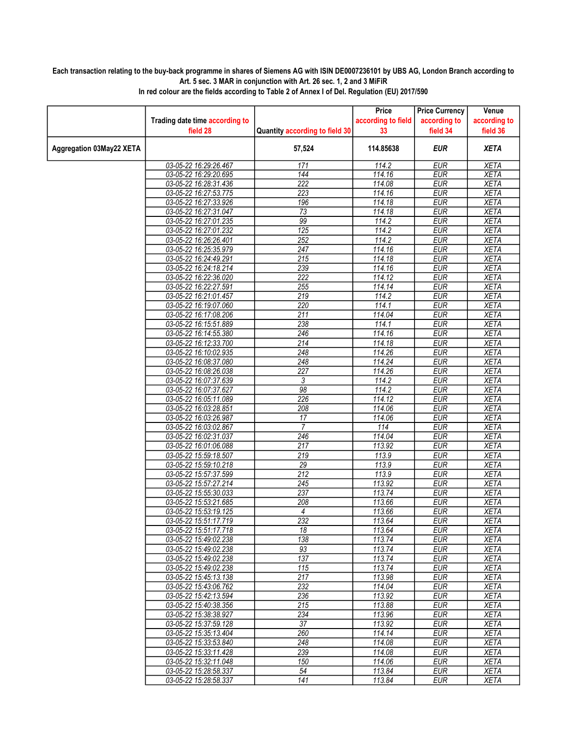**Each transaction relating to the buy-back programme in shares of Siemens AG with ISIN DE0007236101 by UBS AG, London Branch according to Art. 5 sec. 3 MAR in conjunction with Art. 26 sec. 1, 2 and 3 MiFiR**

**In red colour are the fields according to Table 2 of Annex I of Del. Regulation (EU) 2017/590**

| | Trading date time according to field 28 | Quantity according to field 30 | Price according to field 33 | Price Currency according to field 34 | Venue according to field 36 |
|---|---|---|---|---|---|
| **Aggregation 03May22 XETA** | | **57,524** | **114.85638** | ***EUR*** | ***XETA*** |
| | *03-05-22 16:29:26.467* | *171* | *114.2* | *EUR* | *XETA* |
| | *03-05-22 16:29:20.695* | *144* | *114.16* | *EUR* | *XETA* |
| | *03-05-22 16:28:31.436* | *222* | *114.08* | *EUR* | *XETA* |
| | *03-05-22 16:27:53.775* | *223* | *114.16* | *EUR* | *XETA* |
| | *03-05-22 16:27:33.926* | *196* | *114.18* | *EUR* | *XETA* |
| | *03-05-22 16:27:31.047* | *73* | *114.18* | *EUR* | *XETA* |
| | *03-05-22 16:27:01.235* | *99* | *114.2* | *EUR* | *XETA* |
| | *03-05-22 16:27:01.232* | *125* | *114.2* | *EUR* | *XETA* |
| | *03-05-22 16:26:26.401* | *252* | *114.2* | *EUR* | *XETA* |
| | *03-05-22 16:25:35.979* | *247* | *114.16* | *EUR* | *XETA* |
| | *03-05-22 16:24:49.291* | *215* | *114.18* | *EUR* | *XETA* |
| | *03-05-22 16:24:18.214* | *239* | *114.16* | *EUR* | *XETA* |
| | *03-05-22 16:22:36.020* | *222* | *114.12* | *EUR* | *XETA* |
| | *03-05-22 16:22:27.591* | *255* | *114.14* | *EUR* | *XETA* |
| | *03-05-22 16:21:01.457* | *219* | *114.2* | *EUR* | *XETA* |
| | *03-05-22 16:19:07.060* | *220* | *114.1* | *EUR* | *XETA* |
| | *03-05-22 16:17:08.206* | *211* | *114.04* | *EUR* | *XETA* |
| | *03-05-22 16:15:51.889* | *238* | *114.1* | *EUR* | *XETA* |
| | *03-05-22 16:14:55.380* | *246* | *114.16* | *EUR* | *XETA* |
| | *03-05-22 16:12:33.700* | *214* | *114.18* | *EUR* | *XETA* |
| | *03-05-22 16:10:02.935* | *248* | *114.26* | *EUR* | *XETA* |
| | *03-05-22 16:08:37.080* | *248* | *114.24* | *EUR* | *XETA* |
| | *03-05-22 16:08:26.038* | *227* | *114.26* | *EUR* | *XETA* |
| | *03-05-22 16:07:37.639* | *3* | *114.2* | *EUR* | *XETA* |
| | *03-05-22 16:07:37.627* | *98* | *114.2* | *EUR* | *XETA* |
| | *03-05-22 16:05:11.089* | *226* | *114.12* | *EUR* | *XETA* |
| | *03-05-22 16:03:28.851* | *208* | *114.06* | *EUR* | *XETA* |
| | *03-05-22 16:03:26.987* | *17* | *114.06* | *EUR* | *XETA* |
| | *03-05-22 16:03:02.867* | *7* | *114* | *EUR* | *XETA* |
| | *03-05-22 16:02:31.037* | *246* | *114.04* | *EUR* | *XETA* |
| | *03-05-22 16:01:06.088* | *217* | *113.92* | *EUR* | *XETA* |
| | *03-05-22 15:59:18.507* | *219* | *113.9* | *EUR* | *XETA* |
| | *03-05-22 15:59:10.218* | *29* | *113.9* | *EUR* | *XETA* |
| | *03-05-22 15:57:37.599* | *212* | *113.9* | *EUR* | *XETA* |
| | *03-05-22 15:57:27.214* | *245* | *113.92* | *EUR* | *XETA* |
| | *03-05-22 15:55:30.033* | *237* | *113.74* | *EUR* | *XETA* |
| | *03-05-22 15:53:21.685* | *208* | *113.66* | *EUR* | *XETA* |
| | *03-05-22 15:53:19.125* | *4* | *113.66* | *EUR* | *XETA* |
| | *03-05-22 15:51:17.719* | *232* | *113.64* | *EUR* | *XETA* |
| | *03-05-22 15:51:17.718* | *18* | *113.64* | *EUR* | *XETA* |
| | *03-05-22 15:49:02.238* | *138* | *113.74* | *EUR* | *XETA* |
| | *03-05-22 15:49:02.238* | *93* | *113.74* | *EUR* | *XETA* |
| | *03-05-22 15:49:02.238* | *137* | *113.74* | *EUR* | *XETA* |
| | *03-05-22 15:49:02.238* | *115* | *113.74* | *EUR* | *XETA* |
| | *03-05-22 15:45:13.138* | *217* | *113.98* | *EUR* | *XETA* |
| | *03-05-22 15:43:06.762* | *232* | *114.04* | *EUR* | *XETA* |
| | *03-05-22 15:42:13.594* | *236* | *113.92* | *EUR* | *XETA* |
| | *03-05-22 15:40:38.356* | *215* | *113.88* | *EUR* | *XETA* |
| | *03-05-22 15:38:38.927* | *234* | *113.96* | *EUR* | *XETA* |
| | *03-05-22 15:37:59.128* | *37* | *113.92* | *EUR* | *XETA* |
| | *03-05-22 15:35:13.404* | *260* | *114.14* | *EUR* | *XETA* |
| | *03-05-22 15:33:53.840* | *248* | *114.08* | *EUR* | *XETA* |
| | *03-05-22 15:33:11.428* | *239* | *114.08* | *EUR* | *XETA* |
| | *03-05-22 15:32:11.048* | *150* | *114.06* | *EUR* | *XETA* |
| | *03-05-22 15:28:58.337* | *54* | *113.84* | *EUR* | *XETA* |
| | *03-05-22 15:28:58.337* | *141* | *113.84* | *EUR* | *XETA* |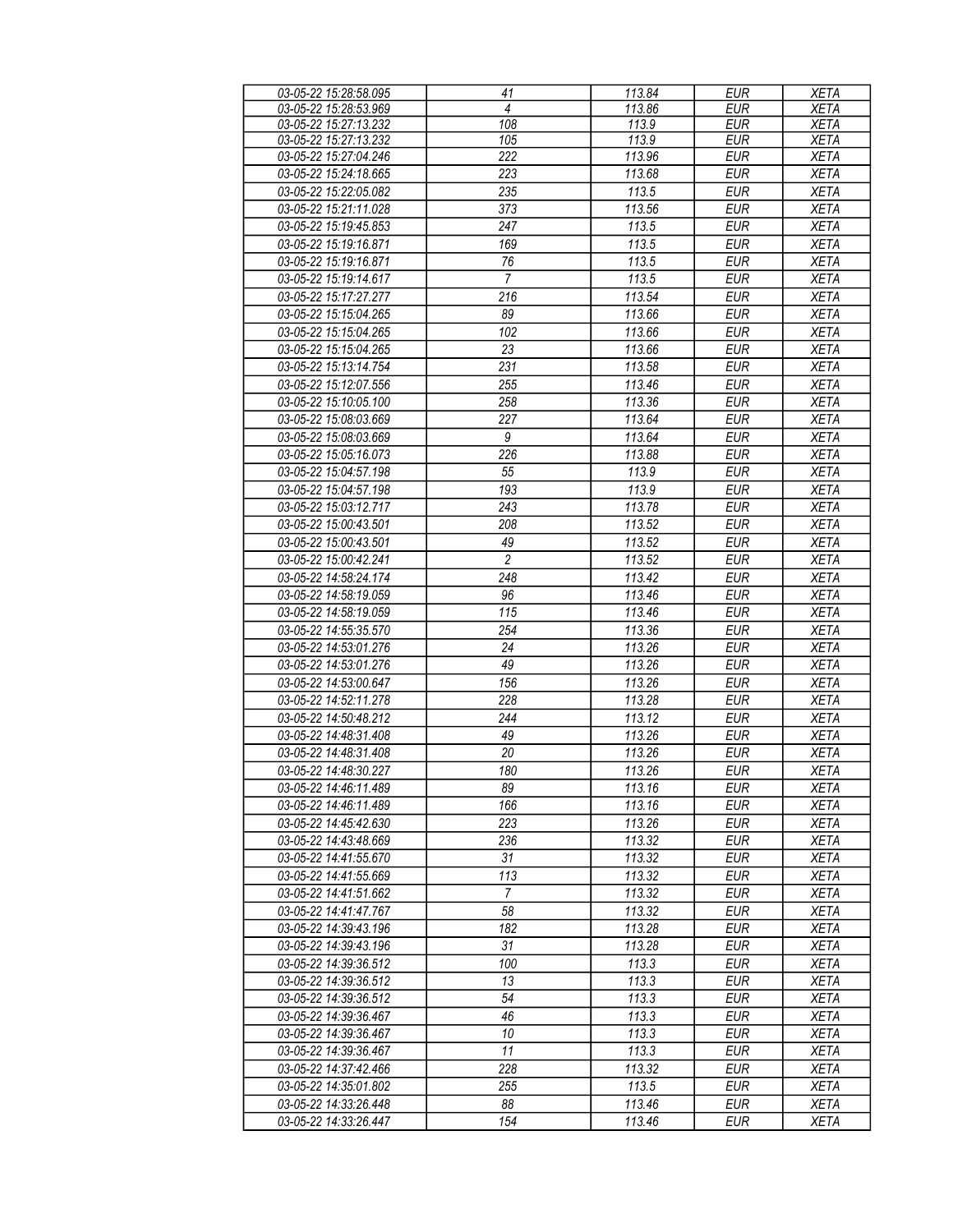| 03-05-22 15:28:58.095 | 41 | 113.84 | EUR | XETA |
|---|---|---|---|---|
| 03-05-22 15:28:53.969 | 4 | 113.86 | EUR | XETA |
| 03-05-22 15:27:13.232 | 108 | 113.9 | EUR | XETA |
| 03-05-22 15:27:13.232 | 105 | 113.9 | EUR | XETA |
| 03-05-22 15:27:04.246 | 222 | 113.96 | EUR | XETA |
| 03-05-22 15:24:18.665 | 223 | 113.68 | EUR | XETA |
| 03-05-22 15:22:05.082 | 235 | 113.5 | EUR | XETA |
| 03-05-22 15:21:11.028 | 373 | 113.56 | EUR | XETA |
| 03-05-22 15:19:45.853 | 247 | 113.5 | EUR | XETA |
| 03-05-22 15:19:16.871 | 169 | 113.5 | EUR | XETA |
| 03-05-22 15:19:16.871 | 76 | 113.5 | EUR | XETA |
| 03-05-22 15:19:14.617 | 7 | 113.5 | EUR | XETA |
| 03-05-22 15:17:27.277 | 216 | 113.54 | EUR | XETA |
| 03-05-22 15:15:04.265 | 89 | 113.66 | EUR | XETA |
| 03-05-22 15:15:04.265 | 102 | 113.66 | EUR | XETA |
| 03-05-22 15:15:04.265 | 23 | 113.66 | EUR | XETA |
| 03-05-22 15:13:14.754 | 231 | 113.58 | EUR | XETA |
| 03-05-22 15:12:07.556 | 255 | 113.46 | EUR | XETA |
| 03-05-22 15:10:05.100 | 258 | 113.36 | EUR | XETA |
| 03-05-22 15:08:03.669 | 227 | 113.64 | EUR | XETA |
| 03-05-22 15:08:03.669 | 9 | 113.64 | EUR | XETA |
| 03-05-22 15:05:16.073 | 226 | 113.88 | EUR | XETA |
| 03-05-22 15:04:57.198 | 55 | 113.9 | EUR | XETA |
| 03-05-22 15:04:57.198 | 193 | 113.9 | EUR | XETA |
| 03-05-22 15:03:12.717 | 243 | 113.78 | EUR | XETA |
| 03-05-22 15:00:43.501 | 208 | 113.52 | EUR | XETA |
| 03-05-22 15:00:43.501 | 49 | 113.52 | EUR | XETA |
| 03-05-22 15:00:42.241 | 2 | 113.52 | EUR | XETA |
| 03-05-22 14:58:24.174 | 248 | 113.42 | EUR | XETA |
| 03-05-22 14:58:19.059 | 96 | 113.46 | EUR | XETA |
| 03-05-22 14:58:19.059 | 115 | 113.46 | EUR | XETA |
| 03-05-22 14:55:35.570 | 254 | 113.36 | EUR | XETA |
| 03-05-22 14:53:01.276 | 24 | 113.26 | EUR | XETA |
| 03-05-22 14:53:01.276 | 49 | 113.26 | EUR | XETA |
| 03-05-22 14:53:00.647 | 156 | 113.26 | EUR | XETA |
| 03-05-22 14:52:11.278 | 228 | 113.28 | EUR | XETA |
| 03-05-22 14:50:48.212 | 244 | 113.12 | EUR | XETA |
| 03-05-22 14:48:31.408 | 49 | 113.26 | EUR | XETA |
| 03-05-22 14:48:31.408 | 20 | 113.26 | EUR | XETA |
| 03-05-22 14:48:30.227 | 180 | 113.26 | EUR | XETA |
| 03-05-22 14:46:11.489 | 89 | 113.16 | EUR | XETA |
| 03-05-22 14:46:11.489 | 166 | 113.16 | EUR | XETA |
| 03-05-22 14:45:42.630 | 223 | 113.26 | EUR | XETA |
| 03-05-22 14:43:48.669 | 236 | 113.32 | EUR | XETA |
| 03-05-22 14:41:55.670 | 31 | 113.32 | EUR | XETA |
| 03-05-22 14:41:55.669 | 113 | 113.32 | EUR | XETA |
| 03-05-22 14:41:51.662 | 7 | 113.32 | EUR | XETA |
| 03-05-22 14:41:47.767 | 58 | 113.32 | EUR | XETA |
| 03-05-22 14:39:43.196 | 182 | 113.28 | EUR | XETA |
| 03-05-22 14:39:43.196 | 31 | 113.28 | EUR | XETA |
| 03-05-22 14:39:36.512 | 100 | 113.3 | EUR | XETA |
| 03-05-22 14:39:36.512 | 13 | 113.3 | EUR | XETA |
| 03-05-22 14:39:36.512 | 54 | 113.3 | EUR | XETA |
| 03-05-22 14:39:36.467 | 46 | 113.3 | EUR | XETA |
| 03-05-22 14:39:36.467 | 10 | 113.3 | EUR | XETA |
| 03-05-22 14:39:36.467 | 11 | 113.3 | EUR | XETA |
| 03-05-22 14:37:42.466 | 228 | 113.32 | EUR | XETA |
| 03-05-22 14:35:01.802 | 255 | 113.5 | EUR | XETA |
| 03-05-22 14:33:26.448 | 88 | 113.46 | EUR | XETA |
| 03-05-22 14:33:26.447 | 154 | 113.46 | EUR | XETA |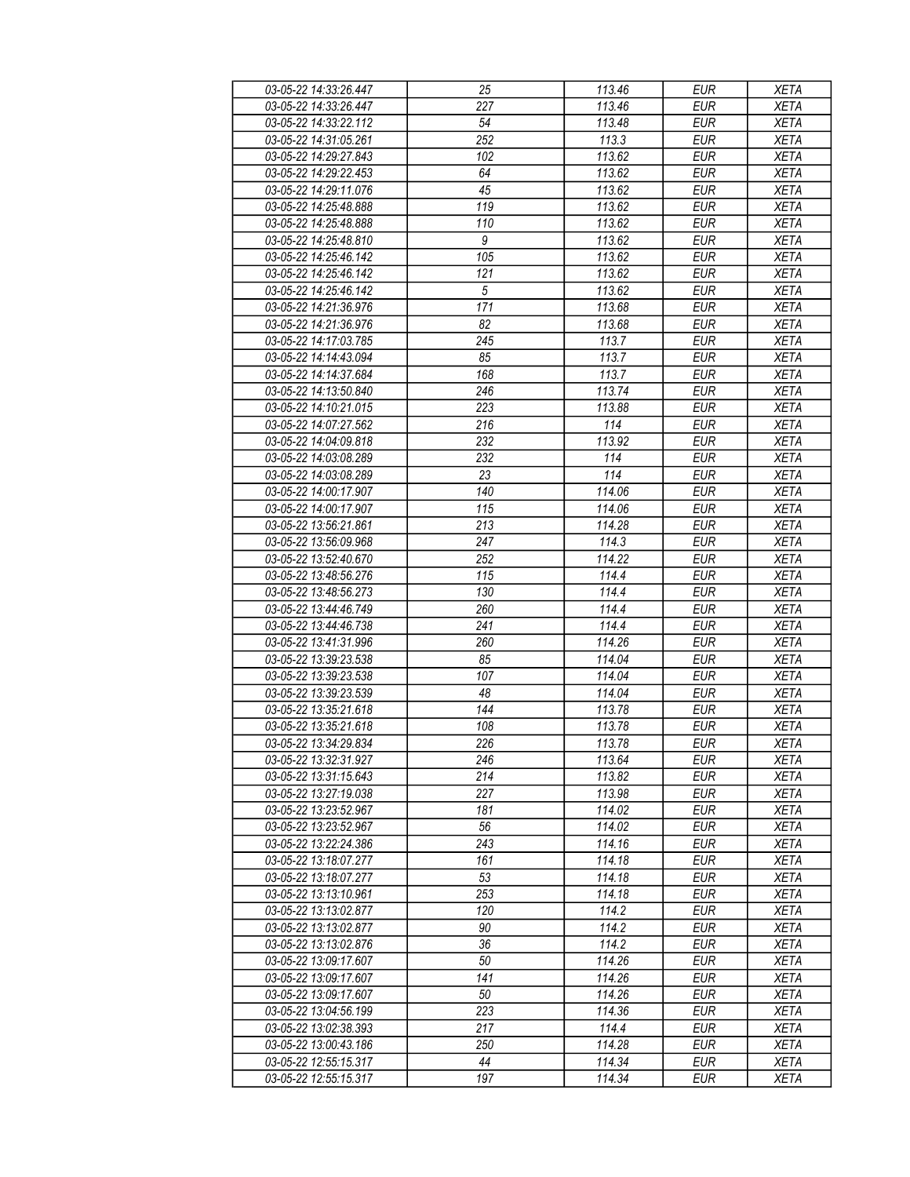| 03-05-22 14:33:26.447 | 25 | 113.46 | EUR | XETA |
|---|---|---|---|---|
| 03-05-22 14:33:26.447 | 227 | 113.46 | EUR | XETA |
| 03-05-22 14:33:22.112 | 54 | 113.48 | EUR | XETA |
| 03-05-22 14:31:05.261 | 252 | 113.3 | EUR | XETA |
| 03-05-22 14:29:27.843 | 102 | 113.62 | EUR | XETA |
| 03-05-22 14:29:22.453 | 64 | 113.62 | EUR | XETA |
| 03-05-22 14:29:11.076 | 45 | 113.62 | EUR | XETA |
| 03-05-22 14:25:48.888 | 119 | 113.62 | EUR | XETA |
| 03-05-22 14:25:48.888 | 110 | 113.62 | EUR | XETA |
| 03-05-22 14:25:48.810 | 9 | 113.62 | EUR | XETA |
| 03-05-22 14:25:46.142 | 105 | 113.62 | EUR | XETA |
| 03-05-22 14:25:46.142 | 121 | 113.62 | EUR | XETA |
| 03-05-22 14:25:46.142 | 5 | 113.62 | EUR | XETA |
| 03-05-22 14:21:36.976 | 171 | 113.68 | EUR | XETA |
| 03-05-22 14:21:36.976 | 82 | 113.68 | EUR | XETA |
| 03-05-22 14:17:03.785 | 245 | 113.7 | EUR | XETA |
| 03-05-22 14:14:43.094 | 85 | 113.7 | EUR | XETA |
| 03-05-22 14:14:37.684 | 168 | 113.7 | EUR | XETA |
| 03-05-22 14:13:50.840 | 246 | 113.74 | EUR | XETA |
| 03-05-22 14:10:21.015 | 223 | 113.88 | EUR | XETA |
| 03-05-22 14:07:27.562 | 216 | 114 | EUR | XETA |
| 03-05-22 14:04:09.818 | 232 | 113.92 | EUR | XETA |
| 03-05-22 14:03:08.289 | 232 | 114 | EUR | XETA |
| 03-05-22 14:03:08.289 | 23 | 114 | EUR | XETA |
| 03-05-22 14:00:17.907 | 140 | 114.06 | EUR | XETA |
| 03-05-22 14:00:17.907 | 115 | 114.06 | EUR | XETA |
| 03-05-22 13:56:21.861 | 213 | 114.28 | EUR | XETA |
| 03-05-22 13:56:09.968 | 247 | 114.3 | EUR | XETA |
| 03-05-22 13:52:40.670 | 252 | 114.22 | EUR | XETA |
| 03-05-22 13:48:56.276 | 115 | 114.4 | EUR | XETA |
| 03-05-22 13:48:56.273 | 130 | 114.4 | EUR | XETA |
| 03-05-22 13:44:46.749 | 260 | 114.4 | EUR | XETA |
| 03-05-22 13:44:46.738 | 241 | 114.4 | EUR | XETA |
| 03-05-22 13:41:31.996 | 260 | 114.26 | EUR | XETA |
| 03-05-22 13:39:23.538 | 85 | 114.04 | EUR | XETA |
| 03-05-22 13:39:23.538 | 107 | 114.04 | EUR | XETA |
| 03-05-22 13:39:23.539 | 48 | 114.04 | EUR | XETA |
| 03-05-22 13:35:21.618 | 144 | 113.78 | EUR | XETA |
| 03-05-22 13:35:21.618 | 108 | 113.78 | EUR | XETA |
| 03-05-22 13:34:29.834 | 226 | 113.78 | EUR | XETA |
| 03-05-22 13:32:31.927 | 246 | 113.64 | EUR | XETA |
| 03-05-22 13:31:15.643 | 214 | 113.82 | EUR | XETA |
| 03-05-22 13:27:19.038 | 227 | 113.98 | EUR | XETA |
| 03-05-22 13:23:52.967 | 181 | 114.02 | EUR | XETA |
| 03-05-22 13:23:52.967 | 56 | 114.02 | EUR | XETA |
| 03-05-22 13:22:24.386 | 243 | 114.16 | EUR | XETA |
| 03-05-22 13:18:07.277 | 161 | 114.18 | EUR | XETA |
| 03-05-22 13:18:07.277 | 53 | 114.18 | EUR | XETA |
| 03-05-22 13:13:10.961 | 253 | 114.18 | EUR | XETA |
| 03-05-22 13:13:02.877 | 120 | 114.2 | EUR | XETA |
| 03-05-22 13:13:02.877 | 90 | 114.2 | EUR | XETA |
| 03-05-22 13:13:02.876 | 36 | 114.2 | EUR | XETA |
| 03-05-22 13:09:17.607 | 50 | 114.26 | EUR | XETA |
| 03-05-22 13:09:17.607 | 141 | 114.26 | EUR | XETA |
| 03-05-22 13:09:17.607 | 50 | 114.26 | EUR | XETA |
| 03-05-22 13:04:56.199 | 223 | 114.36 | EUR | XETA |
| 03-05-22 13:02:38.393 | 217 | 114.4 | EUR | XETA |
| 03-05-22 13:00:43.186 | 250 | 114.28 | EUR | XETA |
| 03-05-22 12:55:15.317 | 44 | 114.34 | EUR | XETA |
| 03-05-22 12:55:15.317 | 197 | 114.34 | EUR | XETA |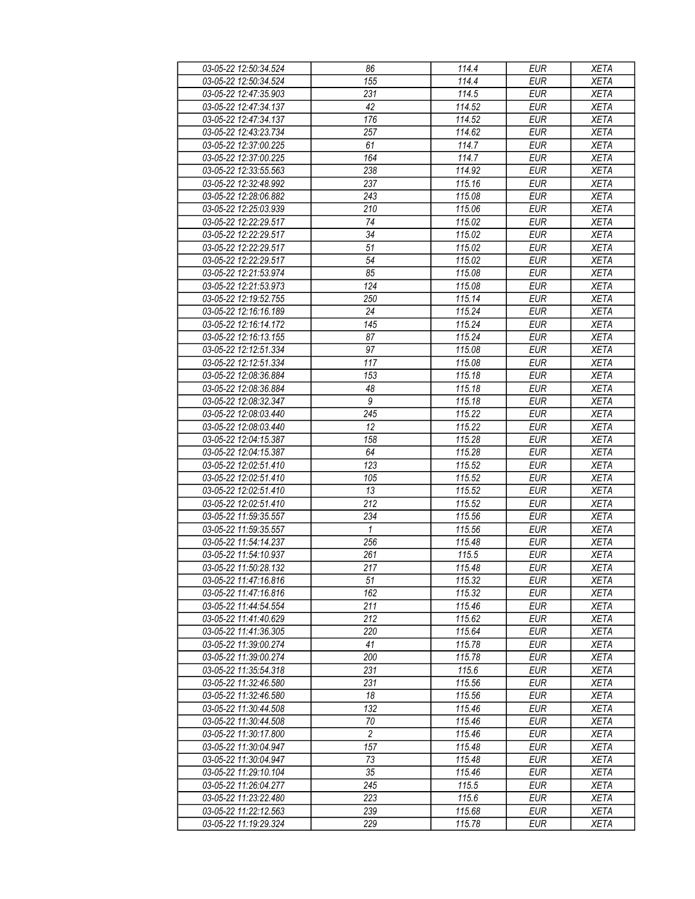| 03-05-22 12:50:34.524 | 86 | 114.4 | EUR | XETA |
|---|---|---|---|---|
| 03-05-22 12:50:34.524 | 155 | 114.4 | EUR | XETA |
| 03-05-22 12:47:35.903 | 231 | 114.5 | EUR | XETA |
| 03-05-22 12:47:34.137 | 42 | 114.52 | EUR | XETA |
| 03-05-22 12:47:34.137 | 176 | 114.52 | EUR | XETA |
| 03-05-22 12:43:23.734 | 257 | 114.62 | EUR | XETA |
| 03-05-22 12:37:00.225 | 61 | 114.7 | EUR | XETA |
| 03-05-22 12:37:00.225 | 164 | 114.7 | EUR | XETA |
| 03-05-22 12:33:55.563 | 238 | 114.92 | EUR | XETA |
| 03-05-22 12:32:48.992 | 237 | 115.16 | EUR | XETA |
| 03-05-22 12:28:06.882 | 243 | 115.08 | EUR | XETA |
| 03-05-22 12:25:03.939 | 210 | 115.06 | EUR | XETA |
| 03-05-22 12:22:29.517 | 74 | 115.02 | EUR | XETA |
| 03-05-22 12:22:29.517 | 34 | 115.02 | EUR | XETA |
| 03-05-22 12:22:29.517 | 51 | 115.02 | EUR | XETA |
| 03-05-22 12:22:29.517 | 54 | 115.02 | EUR | XETA |
| 03-05-22 12:21:53.974 | 85 | 115.08 | EUR | XETA |
| 03-05-22 12:21:53.973 | 124 | 115.08 | EUR | XETA |
| 03-05-22 12:19:52.755 | 250 | 115.14 | EUR | XETA |
| 03-05-22 12:16:16.189 | 24 | 115.24 | EUR | XETA |
| 03-05-22 12:16:14.172 | 145 | 115.24 | EUR | XETA |
| 03-05-22 12:16:13.155 | 87 | 115.24 | EUR | XETA |
| 03-05-22 12:12:51.334 | 97 | 115.08 | EUR | XETA |
| 03-05-22 12:12:51.334 | 117 | 115.08 | EUR | XETA |
| 03-05-22 12:08:36.884 | 153 | 115.18 | EUR | XETA |
| 03-05-22 12:08:36.884 | 48 | 115.18 | EUR | XETA |
| 03-05-22 12:08:32.347 | 9 | 115.18 | EUR | XETA |
| 03-05-22 12:08:03.440 | 245 | 115.22 | EUR | XETA |
| 03-05-22 12:08:03.440 | 12 | 115.22 | EUR | XETA |
| 03-05-22 12:04:15.387 | 158 | 115.28 | EUR | XETA |
| 03-05-22 12:04:15.387 | 64 | 115.28 | EUR | XETA |
| 03-05-22 12:02:51.410 | 123 | 115.52 | EUR | XETA |
| 03-05-22 12:02:51.410 | 105 | 115.52 | EUR | XETA |
| 03-05-22 12:02:51.410 | 13 | 115.52 | EUR | XETA |
| 03-05-22 12:02:51.410 | 212 | 115.52 | EUR | XETA |
| 03-05-22 11:59:35.557 | 234 | 115.56 | EUR | XETA |
| 03-05-22 11:59:35.557 | 1 | 115.56 | EUR | XETA |
| 03-05-22 11:54:14.237 | 256 | 115.48 | EUR | XETA |
| 03-05-22 11:54:10.937 | 261 | 115.5 | EUR | XETA |
| 03-05-22 11:50:28.132 | 217 | 115.48 | EUR | XETA |
| 03-05-22 11:47:16.816 | 51 | 115.32 | EUR | XETA |
| 03-05-22 11:47:16.816 | 162 | 115.32 | EUR | XETA |
| 03-05-22 11:44:54.554 | 211 | 115.46 | EUR | XETA |
| 03-05-22 11:41:40.629 | 212 | 115.62 | EUR | XETA |
| 03-05-22 11:41:36.305 | 220 | 115.64 | EUR | XETA |
| 03-05-22 11:39:00.274 | 41 | 115.78 | EUR | XETA |
| 03-05-22 11:39:00.274 | 200 | 115.78 | EUR | XETA |
| 03-05-22 11:35:54.318 | 231 | 115.6 | EUR | XETA |
| 03-05-22 11:32:46.580 | 231 | 115.56 | EUR | XETA |
| 03-05-22 11:32:46.580 | 18 | 115.56 | EUR | XETA |
| 03-05-22 11:30:44.508 | 132 | 115.46 | EUR | XETA |
| 03-05-22 11:30:44.508 | 70 | 115.46 | EUR | XETA |
| 03-05-22 11:30:17.800 | 2 | 115.46 | EUR | XETA |
| 03-05-22 11:30:04.947 | 157 | 115.48 | EUR | XETA |
| 03-05-22 11:30:04.947 | 73 | 115.48 | EUR | XETA |
| 03-05-22 11:29:10.104 | 35 | 115.46 | EUR | XETA |
| 03-05-22 11:26:04.277 | 245 | 115.5 | EUR | XETA |
| 03-05-22 11:23:22.480 | 223 | 115.6 | EUR | XETA |
| 03-05-22 11:22:12.563 | 239 | 115.68 | EUR | XETA |
| 03-05-22 11:19:29.324 | 229 | 115.78 | EUR | XETA |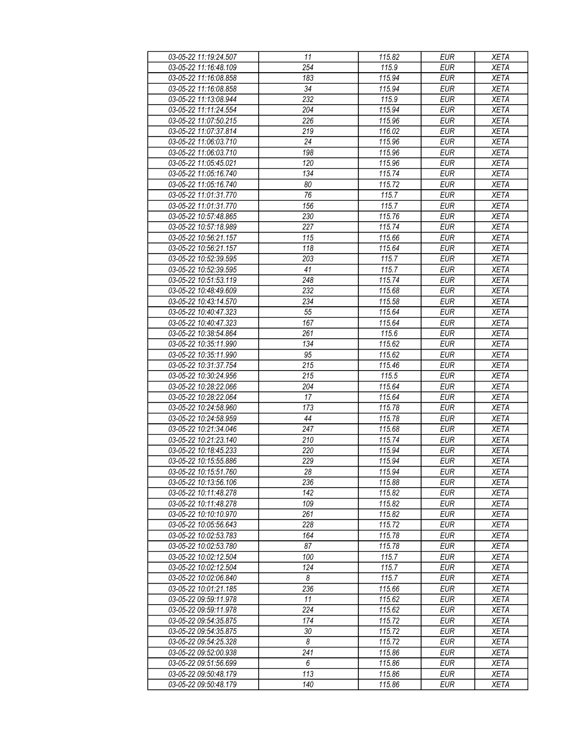| 03-05-22 11:19:24.507 | 11 | 115.82 | EUR | XETA |
|---|---|---|---|---|
| 03-05-22 11:16:48.109 | 254 | 115.9 | EUR | XETA |
| 03-05-22 11:16:08.858 | 183 | 115.94 | EUR | XETA |
| 03-05-22 11:16:08.858 | 34 | 115.94 | EUR | XETA |
| 03-05-22 11:13:08.944 | 232 | 115.9 | EUR | XETA |
| 03-05-22 11:11:24.554 | 204 | 115.94 | EUR | XETA |
| 03-05-22 11:07:50.215 | 226 | 115.96 | EUR | XETA |
| 03-05-22 11:07:37.814 | 219 | 116.02 | EUR | XETA |
| 03-05-22 11:06:03.710 | 24 | 115.96 | EUR | XETA |
| 03-05-22 11:06:03.710 | 198 | 115.96 | EUR | XETA |
| 03-05-22 11:05:45.021 | 120 | 115.96 | EUR | XETA |
| 03-05-22 11:05:16.740 | 134 | 115.74 | EUR | XETA |
| 03-05-22 11:05:16.740 | 80 | 115.72 | EUR | XETA |
| 03-05-22 11:01:31.770 | 76 | 115.7 | EUR | XETA |
| 03-05-22 11:01:31.770 | 156 | 115.7 | EUR | XETA |
| 03-05-22 10:57:48.865 | 230 | 115.76 | EUR | XETA |
| 03-05-22 10:57:18.989 | 227 | 115.74 | EUR | XETA |
| 03-05-22 10:56:21.157 | 115 | 115.66 | EUR | XETA |
| 03-05-22 10:56:21.157 | 118 | 115.64 | EUR | XETA |
| 03-05-22 10:52:39.595 | 203 | 115.7 | EUR | XETA |
| 03-05-22 10:52:39.595 | 41 | 115.7 | EUR | XETA |
| 03-05-22 10:51:53.119 | 248 | 115.74 | EUR | XETA |
| 03-05-22 10:48:49.609 | 232 | 115.68 | EUR | XETA |
| 03-05-22 10:43:14.570 | 234 | 115.58 | EUR | XETA |
| 03-05-22 10:40:47.323 | 55 | 115.64 | EUR | XETA |
| 03-05-22 10:40:47.323 | 167 | 115.64 | EUR | XETA |
| 03-05-22 10:38:54.864 | 261 | 115.6 | EUR | XETA |
| 03-05-22 10:35:11.990 | 134 | 115.62 | EUR | XETA |
| 03-05-22 10:35:11.990 | 95 | 115.62 | EUR | XETA |
| 03-05-22 10:31:37.754 | 215 | 115.46 | EUR | XETA |
| 03-05-22 10:30:24.956 | 215 | 115.5 | EUR | XETA |
| 03-05-22 10:28:22.066 | 204 | 115.64 | EUR | XETA |
| 03-05-22 10:28:22.064 | 17 | 115.64 | EUR | XETA |
| 03-05-22 10:24:58.960 | 173 | 115.78 | EUR | XETA |
| 03-05-22 10:24:58.959 | 44 | 115.78 | EUR | XETA |
| 03-05-22 10:21:34.046 | 247 | 115.68 | EUR | XETA |
| 03-05-22 10:21:23.140 | 210 | 115.74 | EUR | XETA |
| 03-05-22 10:18:45.233 | 220 | 115.94 | EUR | XETA |
| 03-05-22 10:15:55.886 | 229 | 115.94 | EUR | XETA |
| 03-05-22 10:15:51.760 | 28 | 115.94 | EUR | XETA |
| 03-05-22 10:13:56.106 | 236 | 115.88 | EUR | XETA |
| 03-05-22 10:11:48.278 | 142 | 115.82 | EUR | XETA |
| 03-05-22 10:11:48.278 | 109 | 115.82 | EUR | XETA |
| 03-05-22 10:10:10.970 | 261 | 115.82 | EUR | XETA |
| 03-05-22 10:05:56.643 | 228 | 115.72 | EUR | XETA |
| 03-05-22 10:02:53.783 | 164 | 115.78 | EUR | XETA |
| 03-05-22 10:02:53.780 | 87 | 115.78 | EUR | XETA |
| 03-05-22 10:02:12.504 | 100 | 115.7 | EUR | XETA |
| 03-05-22 10:02:12.504 | 124 | 115.7 | EUR | XETA |
| 03-05-22 10:02:06.840 | 8 | 115.7 | EUR | XETA |
| 03-05-22 10:01:21.185 | 236 | 115.66 | EUR | XETA |
| 03-05-22 09:59:11.978 | 11 | 115.62 | EUR | XETA |
| 03-05-22 09:59:11.978 | 224 | 115.62 | EUR | XETA |
| 03-05-22 09:54:35.875 | 174 | 115.72 | EUR | XETA |
| 03-05-22 09:54:35.875 | 30 | 115.72 | EUR | XETA |
| 03-05-22 09:54:25.328 | 8 | 115.72 | EUR | XETA |
| 03-05-22 09:52:00.938 | 241 | 115.86 | EUR | XETA |
| 03-05-22 09:51:56.699 | 6 | 115.86 | EUR | XETA |
| 03-05-22 09:50:48.179 | 113 | 115.86 | EUR | XETA |
| 03-05-22 09:50:48.179 | 140 | 115.86 | EUR | XETA |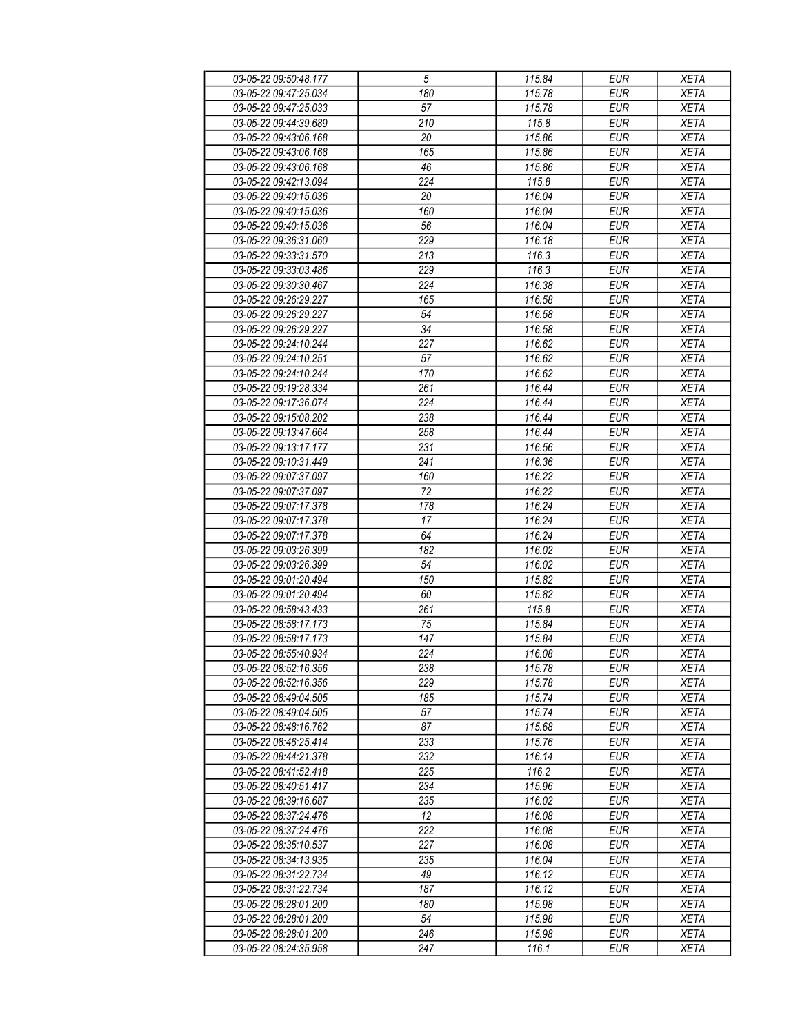| | | | | |
|---|---|---|---|---|
| 03-05-22 09:50:48.177 | 5 | 115.84 | EUR | XETA |
| 03-05-22 09:47:25.034 | 180 | 115.78 | EUR | XETA |
| 03-05-22 09:47:25.033 | 57 | 115.78 | EUR | XETA |
| 03-05-22 09:44:39.689 | 210 | 115.8 | EUR | XETA |
| 03-05-22 09:43:06.168 | 20 | 115.86 | EUR | XETA |
| 03-05-22 09:43:06.168 | 165 | 115.86 | EUR | XETA |
| 03-05-22 09:43:06.168 | 46 | 115.86 | EUR | XETA |
| 03-05-22 09:42:13.094 | 224 | 115.8 | EUR | XETA |
| 03-05-22 09:40:15.036 | 20 | 116.04 | EUR | XETA |
| 03-05-22 09:40:15.036 | 160 | 116.04 | EUR | XETA |
| 03-05-22 09:40:15.036 | 56 | 116.04 | EUR | XETA |
| 03-05-22 09:36:31.060 | 229 | 116.18 | EUR | XETA |
| 03-05-22 09:33:31.570 | 213 | 116.3 | EUR | XETA |
| 03-05-22 09:33:03.486 | 229 | 116.3 | EUR | XETA |
| 03-05-22 09:30:30.467 | 224 | 116.38 | EUR | XETA |
| 03-05-22 09:26:29.227 | 165 | 116.58 | EUR | XETA |
| 03-05-22 09:26:29.227 | 54 | 116.58 | EUR | XETA |
| 03-05-22 09:26:29.227 | 34 | 116.58 | EUR | XETA |
| 03-05-22 09:24:10.244 | 227 | 116.62 | EUR | XETA |
| 03-05-22 09:24:10.251 | 57 | 116.62 | EUR | XETA |
| 03-05-22 09:24:10.244 | 170 | 116.62 | EUR | XETA |
| 03-05-22 09:19:28.334 | 261 | 116.44 | EUR | XETA |
| 03-05-22 09:17:36.074 | 224 | 116.44 | EUR | XETA |
| 03-05-22 09:15:08.202 | 238 | 116.44 | EUR | XETA |
| 03-05-22 09:13:47.664 | 258 | 116.44 | EUR | XETA |
| 03-05-22 09:13:17.177 | 231 | 116.56 | EUR | XETA |
| 03-05-22 09:10:31.449 | 241 | 116.36 | EUR | XETA |
| 03-05-22 09:07:37.097 | 160 | 116.22 | EUR | XETA |
| 03-05-22 09:07:37.097 | 72 | 116.22 | EUR | XETA |
| 03-05-22 09:07:17.378 | 178 | 116.24 | EUR | XETA |
| 03-05-22 09:07:17.378 | 17 | 116.24 | EUR | XETA |
| 03-05-22 09:07:17.378 | 64 | 116.24 | EUR | XETA |
| 03-05-22 09:03:26.399 | 182 | 116.02 | EUR | XETA |
| 03-05-22 09:03:26.399 | 54 | 116.02 | EUR | XETA |
| 03-05-22 09:01:20.494 | 150 | 115.82 | EUR | XETA |
| 03-05-22 09:01:20.494 | 60 | 115.82 | EUR | XETA |
| 03-05-22 08:58:43.433 | 261 | 115.8 | EUR | XETA |
| 03-05-22 08:58:17.173 | 75 | 115.84 | EUR | XETA |
| 03-05-22 08:58:17.173 | 147 | 115.84 | EUR | XETA |
| 03-05-22 08:55:40.934 | 224 | 116.08 | EUR | XETA |
| 03-05-22 08:52:16.356 | 238 | 115.78 | EUR | XETA |
| 03-05-22 08:52:16.356 | 229 | 115.78 | EUR | XETA |
| 03-05-22 08:49:04.505 | 185 | 115.74 | EUR | XETA |
| 03-05-22 08:49:04.505 | 57 | 115.74 | EUR | XETA |
| 03-05-22 08:48:16.762 | 87 | 115.68 | EUR | XETA |
| 03-05-22 08:46:25.414 | 233 | 115.76 | EUR | XETA |
| 03-05-22 08:44:21.378 | 232 | 116.14 | EUR | XETA |
| 03-05-22 08:41:52.418 | 225 | 116.2 | EUR | XETA |
| 03-05-22 08:40:51.417 | 234 | 115.96 | EUR | XETA |
| 03-05-22 08:39:16.687 | 235 | 116.02 | EUR | XETA |
| 03-05-22 08:37:24.476 | 12 | 116.08 | EUR | XETA |
| 03-05-22 08:37:24.476 | 222 | 116.08 | EUR | XETA |
| 03-05-22 08:35:10.537 | 227 | 116.08 | EUR | XETA |
| 03-05-22 08:34:13.935 | 235 | 116.04 | EUR | XETA |
| 03-05-22 08:31:22.734 | 49 | 116.12 | EUR | XETA |
| 03-05-22 08:31:22.734 | 187 | 116.12 | EUR | XETA |
| 03-05-22 08:28:01.200 | 180 | 115.98 | EUR | XETA |
| 03-05-22 08:28:01.200 | 54 | 115.98 | EUR | XETA |
| 03-05-22 08:28:01.200 | 246 | 115.98 | EUR | XETA |
| 03-05-22 08:24:35.958 | 247 | 116.1 | EUR | XETA |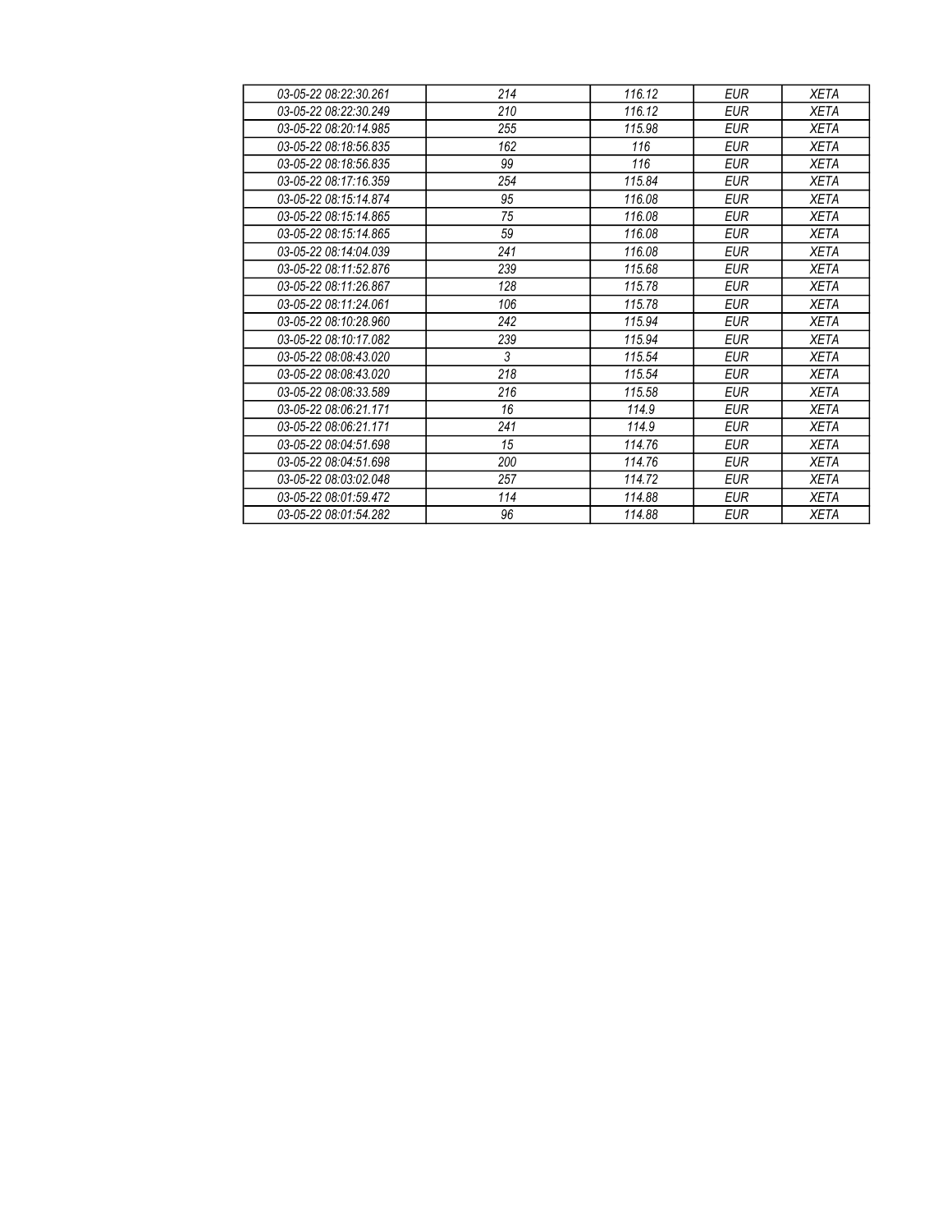| | | | | |
|---|---|---|---|---|
| *03-05-22 08:22:30.261* | *214* | *116.12* | *EUR* | *XETA* |
| *03-05-22 08:22:30.249* | *210* | *116.12* | *EUR* | *XETA* |
| *03-05-22 08:20:14.985* | *255* | *115.98* | *EUR* | *XETA* |
| *03-05-22 08:18:56.835* | *162* | *116* | *EUR* | *XETA* |
| *03-05-22 08:18:56.835* | *99* | *116* | *EUR* | *XETA* |
| *03-05-22 08:17:16.359* | *254* | *115.84* | *EUR* | *XETA* |
| *03-05-22 08:15:14.874* | *95* | *116.08* | *EUR* | *XETA* |
| *03-05-22 08:15:14.865* | *75* | *116.08* | *EUR* | *XETA* |
| *03-05-22 08:15:14.865* | *59* | *116.08* | *EUR* | *XETA* |
| *03-05-22 08:14:04.039* | *241* | *116.08* | *EUR* | *XETA* |
| *03-05-22 08:11:52.876* | *239* | *115.68* | *EUR* | *XETA* |
| *03-05-22 08:11:26.867* | *128* | *115.78* | *EUR* | *XETA* |
| *03-05-22 08:11:24.061* | *106* | *115.78* | *EUR* | *XETA* |
| *03-05-22 08:10:28.960* | *242* | *115.94* | *EUR* | *XETA* |
| *03-05-22 08:10:17.082* | *239* | *115.94* | *EUR* | *XETA* |
| *03-05-22 08:08:43.020* | *3* | *115.54* | *EUR* | *XETA* |
| *03-05-22 08:08:43.020* | *218* | *115.54* | *EUR* | *XETA* |
| *03-05-22 08:08:33.589* | *216* | *115.58* | *EUR* | *XETA* |
| *03-05-22 08:06:21.171* | *16* | *114.9* | *EUR* | *XETA* |
| *03-05-22 08:06:21.171* | *241* | *114.9* | *EUR* | *XETA* |
| *03-05-22 08:04:51.698* | *15* | *114.76* | *EUR* | *XETA* |
| *03-05-22 08:04:51.698* | *200* | *114.76* | *EUR* | *XETA* |
| *03-05-22 08:03:02.048* | *257* | *114.72* | *EUR* | *XETA* |
| *03-05-22 08:01:59.472* | *114* | *114.88* | *EUR* | *XETA* |
| *03-05-22 08:01:54.282* | *96* | *114.88* | *EUR* | *XETA* |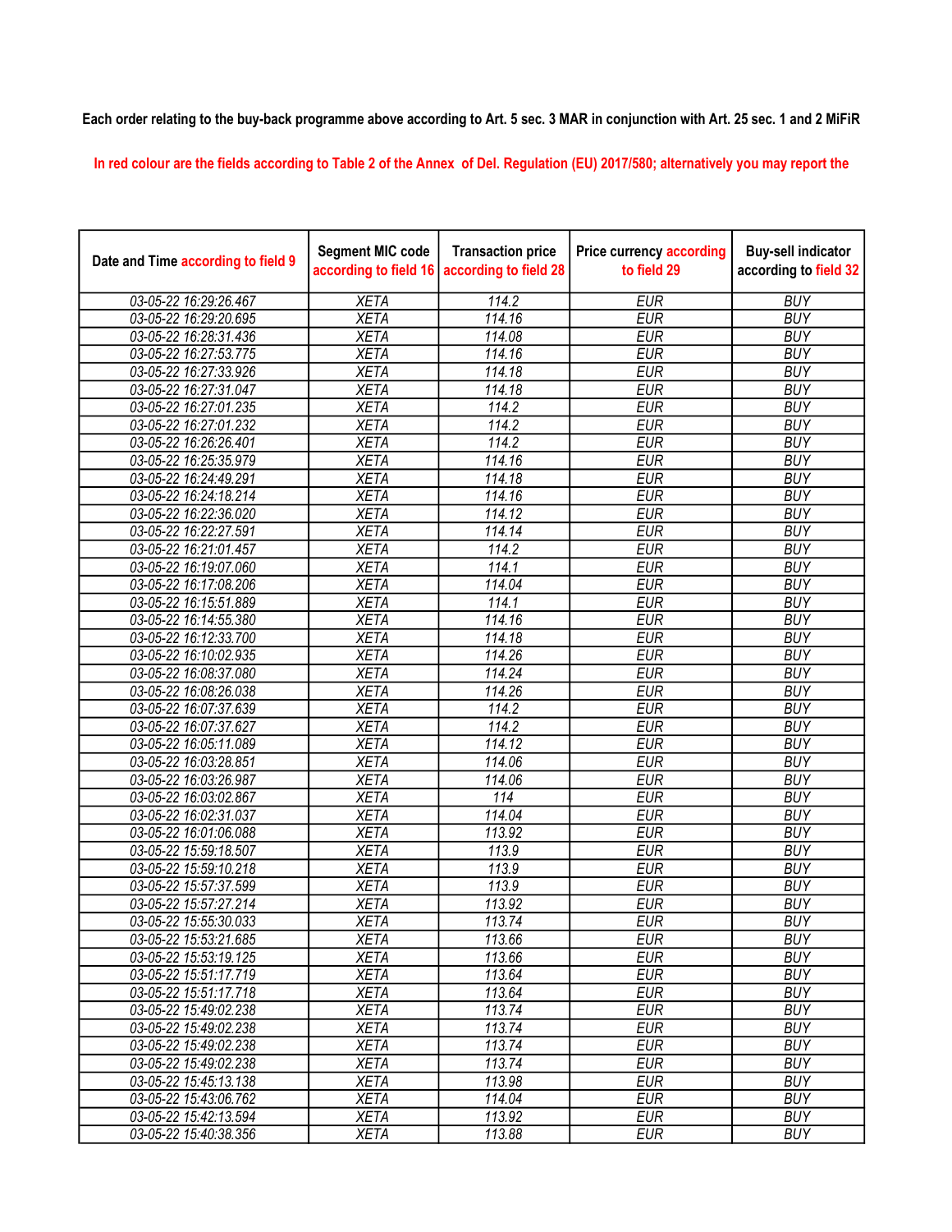Each order relating to the buy-back programme above according to Art. 5 sec. 3 MAR in conjunction with Art. 25 sec. 1 and 2 MiFiR

In red colour are the fields according to Table 2 of the Annex of Del. Regulation (EU) 2017/580; alternatively you may report the

| Date and Time according to field 9 | Segment MIC code according to field 16 | Transaction price according to field 28 | Price currency according to field 29 | Buy-sell indicator according to field 32 |
|---|---|---|---|---|
| 03-05-22 16:29:26.467 | XETA | 114.2 | EUR | BUY |
| 03-05-22 16:29:20.695 | XETA | 114.16 | EUR | BUY |
| 03-05-22 16:28:31.436 | XETA | 114.08 | EUR | BUY |
| 03-05-22 16:27:53.775 | XETA | 114.16 | EUR | BUY |
| 03-05-22 16:27:33.926 | XETA | 114.18 | EUR | BUY |
| 03-05-22 16:27:31.047 | XETA | 114.18 | EUR | BUY |
| 03-05-22 16:27:01.235 | XETA | 114.2 | EUR | BUY |
| 03-05-22 16:27:01.232 | XETA | 114.2 | EUR | BUY |
| 03-05-22 16:26:26.401 | XETA | 114.2 | EUR | BUY |
| 03-05-22 16:25:35.979 | XETA | 114.16 | EUR | BUY |
| 03-05-22 16:24:49.291 | XETA | 114.18 | EUR | BUY |
| 03-05-22 16:24:18.214 | XETA | 114.16 | EUR | BUY |
| 03-05-22 16:22:36.020 | XETA | 114.12 | EUR | BUY |
| 03-05-22 16:22:27.591 | XETA | 114.14 | EUR | BUY |
| 03-05-22 16:21:01.457 | XETA | 114.2 | EUR | BUY |
| 03-05-22 16:19:07.060 | XETA | 114.1 | EUR | BUY |
| 03-05-22 16:17:08.206 | XETA | 114.04 | EUR | BUY |
| 03-05-22 16:15:51.889 | XETA | 114.1 | EUR | BUY |
| 03-05-22 16:14:55.380 | XETA | 114.16 | EUR | BUY |
| 03-05-22 16:12:33.700 | XETA | 114.18 | EUR | BUY |
| 03-05-22 16:10:02.935 | XETA | 114.26 | EUR | BUY |
| 03-05-22 16:08:37.080 | XETA | 114.24 | EUR | BUY |
| 03-05-22 16:08:26.038 | XETA | 114.26 | EUR | BUY |
| 03-05-22 16:07:37.639 | XETA | 114.2 | EUR | BUY |
| 03-05-22 16:07:37.627 | XETA | 114.2 | EUR | BUY |
| 03-05-22 16:05:11.089 | XETA | 114.12 | EUR | BUY |
| 03-05-22 16:03:28.851 | XETA | 114.06 | EUR | BUY |
| 03-05-22 16:03:26.987 | XETA | 114.06 | EUR | BUY |
| 03-05-22 16:03:02.867 | XETA | 114 | EUR | BUY |
| 03-05-22 16:02:31.037 | XETA | 114.04 | EUR | BUY |
| 03-05-22 16:01:06.088 | XETA | 113.92 | EUR | BUY |
| 03-05-22 15:59:18.507 | XETA | 113.9 | EUR | BUY |
| 03-05-22 15:59:10.218 | XETA | 113.9 | EUR | BUY |
| 03-05-22 15:57:37.599 | XETA | 113.9 | EUR | BUY |
| 03-05-22 15:57:27.214 | XETA | 113.92 | EUR | BUY |
| 03-05-22 15:55:30.033 | XETA | 113.74 | EUR | BUY |
| 03-05-22 15:53:21.685 | XETA | 113.66 | EUR | BUY |
| 03-05-22 15:53:19.125 | XETA | 113.66 | EUR | BUY |
| 03-05-22 15:51:17.719 | XETA | 113.64 | EUR | BUY |
| 03-05-22 15:51:17.718 | XETA | 113.64 | EUR | BUY |
| 03-05-22 15:49:02.238 | XETA | 113.74 | EUR | BUY |
| 03-05-22 15:49:02.238 | XETA | 113.74 | EUR | BUY |
| 03-05-22 15:49:02.238 | XETA | 113.74 | EUR | BUY |
| 03-05-22 15:49:02.238 | XETA | 113.74 | EUR | BUY |
| 03-05-22 15:45:13.138 | XETA | 113.98 | EUR | BUY |
| 03-05-22 15:43:06.762 | XETA | 114.04 | EUR | BUY |
| 03-05-22 15:42:13.594 | XETA | 113.92 | EUR | BUY |
| 03-05-22 15:40:38.356 | XETA | 113.88 | EUR | BUY |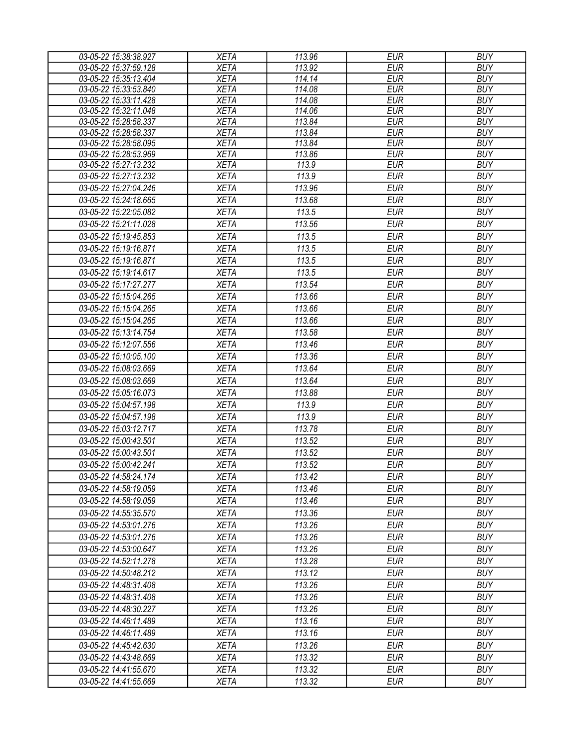| | | | | |
|---|---|---|---|---|
| 03-05-22 15:38:38.927 | XETA | 113.96 | EUR | BUY |
| 03-05-22 15:37:59.128 | XETA | 113.92 | EUR | BUY |
| 03-05-22 15:35:13.404 | XETA | 114.14 | EUR | BUY |
| 03-05-22 15:33:53.840 | XETA | 114.08 | EUR | BUY |
| 03-05-22 15:33:11.428 | XETA | 114.08 | EUR | BUY |
| 03-05-22 15:32:11.048 | XETA | 114.06 | EUR | BUY |
| 03-05-22 15:28:58.337 | XETA | 113.84 | EUR | BUY |
| 03-05-22 15:28:58.337 | XETA | 113.84 | EUR | BUY |
| 03-05-22 15:28:58.095 | XETA | 113.84 | EUR | BUY |
| 03-05-22 15:28:53.969 | XETA | 113.86 | EUR | BUY |
| 03-05-22 15:27:13.232 | XETA | 113.9 | EUR | BUY |
| 03-05-22 15:27:13.232 | XETA | 113.9 | EUR | BUY |
| 03-05-22 15:27:04.246 | XETA | 113.96 | EUR | BUY |
| 03-05-22 15:24:18.665 | XETA | 113.68 | EUR | BUY |
| 03-05-22 15:22:05.082 | XETA | 113.5 | EUR | BUY |
| 03-05-22 15:21:11.028 | XETA | 113.56 | EUR | BUY |
| 03-05-22 15:19:45.853 | XETA | 113.5 | EUR | BUY |
| 03-05-22 15:19:16.871 | XETA | 113.5 | EUR | BUY |
| 03-05-22 15:19:16.871 | XETA | 113.5 | EUR | BUY |
| 03-05-22 15:19:14.617 | XETA | 113.5 | EUR | BUY |
| 03-05-22 15:17:27.277 | XETA | 113.54 | EUR | BUY |
| 03-05-22 15:15:04.265 | XETA | 113.66 | EUR | BUY |
| 03-05-22 15:15:04.265 | XETA | 113.66 | EUR | BUY |
| 03-05-22 15:15:04.265 | XETA | 113.66 | EUR | BUY |
| 03-05-22 15:13:14.754 | XETA | 113.58 | EUR | BUY |
| 03-05-22 15:12:07.556 | XETA | 113.46 | EUR | BUY |
| 03-05-22 15:10:05.100 | XETA | 113.36 | EUR | BUY |
| 03-05-22 15:08:03.669 | XETA | 113.64 | EUR | BUY |
| 03-05-22 15:08:03.669 | XETA | 113.64 | EUR | BUY |
| 03-05-22 15:05:16.073 | XETA | 113.88 | EUR | BUY |
| 03-05-22 15:04:57.198 | XETA | 113.9 | EUR | BUY |
| 03-05-22 15:04:57.198 | XETA | 113.9 | EUR | BUY |
| 03-05-22 15:03:12.717 | XETA | 113.78 | EUR | BUY |
| 03-05-22 15:00:43.501 | XETA | 113.52 | EUR | BUY |
| 03-05-22 15:00:43.501 | XETA | 113.52 | EUR | BUY |
| 03-05-22 15:00:42.241 | XETA | 113.52 | EUR | BUY |
| 03-05-22 14:58:24.174 | XETA | 113.42 | EUR | BUY |
| 03-05-22 14:58:19.059 | XETA | 113.46 | EUR | BUY |
| 03-05-22 14:58:19.059 | XETA | 113.46 | EUR | BUY |
| 03-05-22 14:55:35.570 | XETA | 113.36 | EUR | BUY |
| 03-05-22 14:53:01.276 | XETA | 113.26 | EUR | BUY |
| 03-05-22 14:53:01.276 | XETA | 113.26 | EUR | BUY |
| 03-05-22 14:53:00.647 | XETA | 113.26 | EUR | BUY |
| 03-05-22 14:52:11.278 | XETA | 113.28 | EUR | BUY |
| 03-05-22 14:50:48.212 | XETA | 113.12 | EUR | BUY |
| 03-05-22 14:48:31.408 | XETA | 113.26 | EUR | BUY |
| 03-05-22 14:48:31.408 | XETA | 113.26 | EUR | BUY |
| 03-05-22 14:48:30.227 | XETA | 113.26 | EUR | BUY |
| 03-05-22 14:46:11.489 | XETA | 113.16 | EUR | BUY |
| 03-05-22 14:46:11.489 | XETA | 113.16 | EUR | BUY |
| 03-05-22 14:45:42.630 | XETA | 113.26 | EUR | BUY |
| 03-05-22 14:43:48.669 | XETA | 113.32 | EUR | BUY |
| 03-05-22 14:41:55.670 | XETA | 113.32 | EUR | BUY |
| 03-05-22 14:41:55.669 | XETA | 113.32 | EUR | BUY |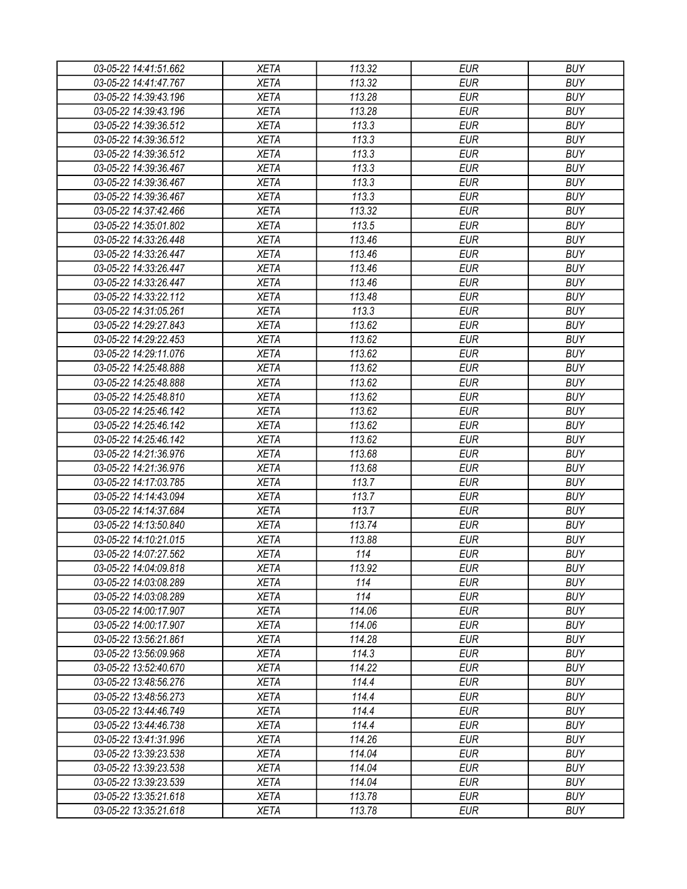| 03-05-22 14:41:51.662 | XETA | 113.32 | EUR | BUY |
|---|---|---|---|---|
| 03-05-22 14:41:47.767 | XETA | 113.32 | EUR | BUY |
| 03-05-22 14:39:43.196 | XETA | 113.28 | EUR | BUY |
| 03-05-22 14:39:43.196 | XETA | 113.28 | EUR | BUY |
| 03-05-22 14:39:36.512 | XETA | 113.3 | EUR | BUY |
| 03-05-22 14:39:36.512 | XETA | 113.3 | EUR | BUY |
| 03-05-22 14:39:36.512 | XETA | 113.3 | EUR | BUY |
| 03-05-22 14:39:36.467 | XETA | 113.3 | EUR | BUY |
| 03-05-22 14:39:36.467 | XETA | 113.3 | EUR | BUY |
| 03-05-22 14:39:36.467 | XETA | 113.3 | EUR | BUY |
| 03-05-22 14:37:42.466 | XETA | 113.32 | EUR | BUY |
| 03-05-22 14:35:01.802 | XETA | 113.5 | EUR | BUY |
| 03-05-22 14:33:26.448 | XETA | 113.46 | EUR | BUY |
| 03-05-22 14:33:26.447 | XETA | 113.46 | EUR | BUY |
| 03-05-22 14:33:26.447 | XETA | 113.46 | EUR | BUY |
| 03-05-22 14:33:26.447 | XETA | 113.46 | EUR | BUY |
| 03-05-22 14:33:22.112 | XETA | 113.48 | EUR | BUY |
| 03-05-22 14:31:05.261 | XETA | 113.3 | EUR | BUY |
| 03-05-22 14:29:27.843 | XETA | 113.62 | EUR | BUY |
| 03-05-22 14:29:22.453 | XETA | 113.62 | EUR | BUY |
| 03-05-22 14:29:11.076 | XETA | 113.62 | EUR | BUY |
| 03-05-22 14:25:48.888 | XETA | 113.62 | EUR | BUY |
| 03-05-22 14:25:48.888 | XETA | 113.62 | EUR | BUY |
| 03-05-22 14:25:48.810 | XETA | 113.62 | EUR | BUY |
| 03-05-22 14:25:46.142 | XETA | 113.62 | EUR | BUY |
| 03-05-22 14:25:46.142 | XETA | 113.62 | EUR | BUY |
| 03-05-22 14:25:46.142 | XETA | 113.62 | EUR | BUY |
| 03-05-22 14:21:36.976 | XETA | 113.68 | EUR | BUY |
| 03-05-22 14:21:36.976 | XETA | 113.68 | EUR | BUY |
| 03-05-22 14:17:03.785 | XETA | 113.7 | EUR | BUY |
| 03-05-22 14:14:43.094 | XETA | 113.7 | EUR | BUY |
| 03-05-22 14:14:37.684 | XETA | 113.7 | EUR | BUY |
| 03-05-22 14:13:50.840 | XETA | 113.74 | EUR | BUY |
| 03-05-22 14:10:21.015 | XETA | 113.88 | EUR | BUY |
| 03-05-22 14:07:27.562 | XETA | 114 | EUR | BUY |
| 03-05-22 14:04:09.818 | XETA | 113.92 | EUR | BUY |
| 03-05-22 14:03:08.289 | XETA | 114 | EUR | BUY |
| 03-05-22 14:03:08.289 | XETA | 114 | EUR | BUY |
| 03-05-22 14:00:17.907 | XETA | 114.06 | EUR | BUY |
| 03-05-22 14:00:17.907 | XETA | 114.06 | EUR | BUY |
| 03-05-22 13:56:21.861 | XETA | 114.28 | EUR | BUY |
| 03-05-22 13:56:09.968 | XETA | 114.3 | EUR | BUY |
| 03-05-22 13:52:40.670 | XETA | 114.22 | EUR | BUY |
| 03-05-22 13:48:56.276 | XETA | 114.4 | EUR | BUY |
| 03-05-22 13:48:56.273 | XETA | 114.4 | EUR | BUY |
| 03-05-22 13:44:46.749 | XETA | 114.4 | EUR | BUY |
| 03-05-22 13:44:46.738 | XETA | 114.4 | EUR | BUY |
| 03-05-22 13:41:31.996 | XETA | 114.26 | EUR | BUY |
| 03-05-22 13:39:23.538 | XETA | 114.04 | EUR | BUY |
| 03-05-22 13:39:23.538 | XETA | 114.04 | EUR | BUY |
| 03-05-22 13:39:23.539 | XETA | 114.04 | EUR | BUY |
| 03-05-22 13:35:21.618 | XETA | 113.78 | EUR | BUY |
| 03-05-22 13:35:21.618 | XETA | 113.78 | EUR | BUY |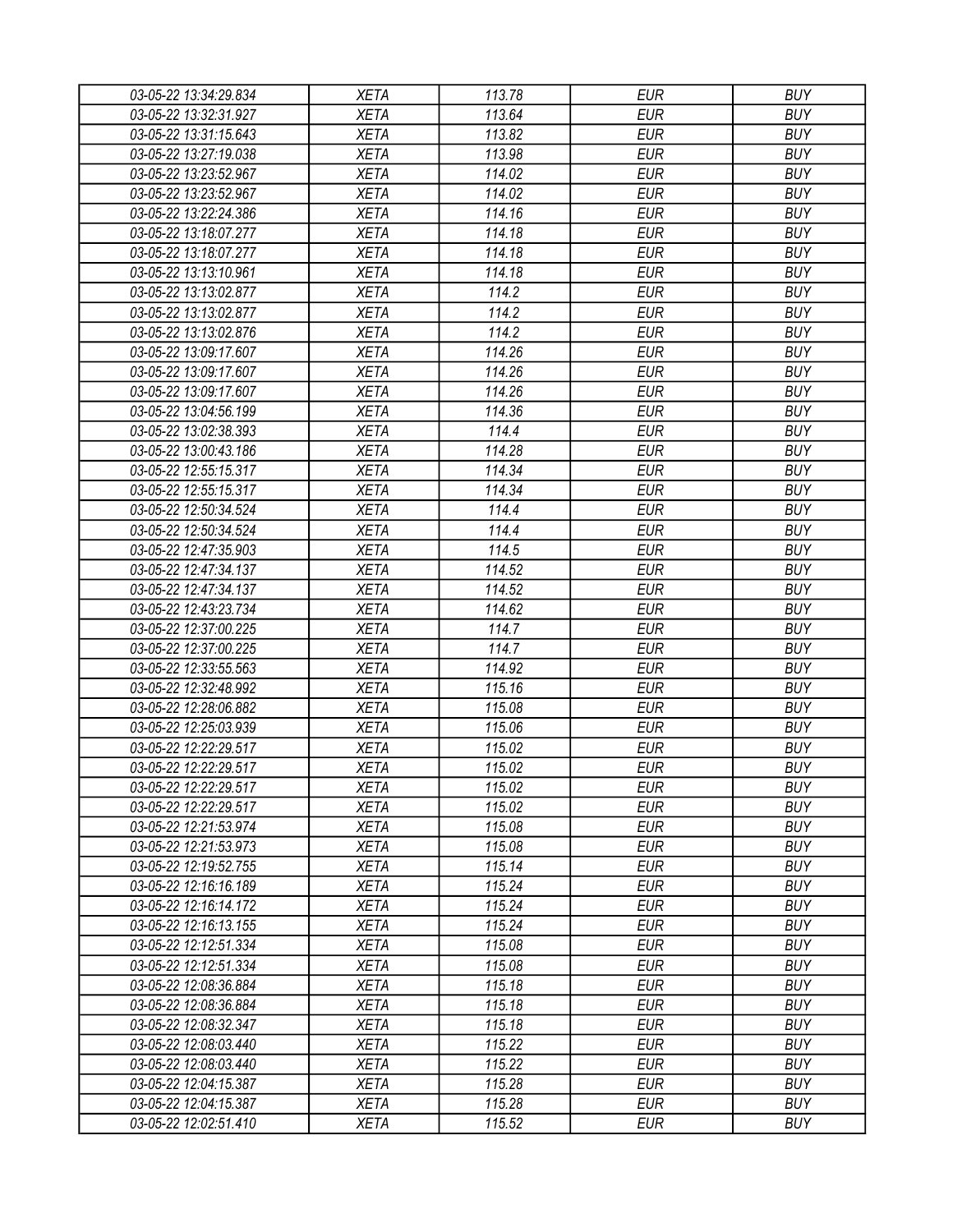| 03-05-22 13:34:29.834 | XETA | 113.78 | EUR | BUY |
|---|---|---|---|---|
| 03-05-22 13:32:31.927 | XETA | 113.64 | EUR | BUY |
| 03-05-22 13:31:15.643 | XETA | 113.82 | EUR | BUY |
| 03-05-22 13:27:19.038 | XETA | 113.98 | EUR | BUY |
| 03-05-22 13:23:52.967 | XETA | 114.02 | EUR | BUY |
| 03-05-22 13:23:52.967 | XETA | 114.02 | EUR | BUY |
| 03-05-22 13:22:24.386 | XETA | 114.16 | EUR | BUY |
| 03-05-22 13:18:07.277 | XETA | 114.18 | EUR | BUY |
| 03-05-22 13:18:07.277 | XETA | 114.18 | EUR | BUY |
| 03-05-22 13:13:10.961 | XETA | 114.18 | EUR | BUY |
| 03-05-22 13:13:02.877 | XETA | 114.2 | EUR | BUY |
| 03-05-22 13:13:02.877 | XETA | 114.2 | EUR | BUY |
| 03-05-22 13:13:02.876 | XETA | 114.2 | EUR | BUY |
| 03-05-22 13:09:17.607 | XETA | 114.26 | EUR | BUY |
| 03-05-22 13:09:17.607 | XETA | 114.26 | EUR | BUY |
| 03-05-22 13:09:17.607 | XETA | 114.26 | EUR | BUY |
| 03-05-22 13:04:56.199 | XETA | 114.36 | EUR | BUY |
| 03-05-22 13:02:38.393 | XETA | 114.4 | EUR | BUY |
| 03-05-22 13:00:43.186 | XETA | 114.28 | EUR | BUY |
| 03-05-22 12:55:15.317 | XETA | 114.34 | EUR | BUY |
| 03-05-22 12:55:15.317 | XETA | 114.34 | EUR | BUY |
| 03-05-22 12:50:34.524 | XETA | 114.4 | EUR | BUY |
| 03-05-22 12:50:34.524 | XETA | 114.4 | EUR | BUY |
| 03-05-22 12:47:35.903 | XETA | 114.5 | EUR | BUY |
| 03-05-22 12:47:34.137 | XETA | 114.52 | EUR | BUY |
| 03-05-22 12:47:34.137 | XETA | 114.52 | EUR | BUY |
| 03-05-22 12:43:23.734 | XETA | 114.62 | EUR | BUY |
| 03-05-22 12:37:00.225 | XETA | 114.7 | EUR | BUY |
| 03-05-22 12:37:00.225 | XETA | 114.7 | EUR | BUY |
| 03-05-22 12:33:55.563 | XETA | 114.92 | EUR | BUY |
| 03-05-22 12:32:48.992 | XETA | 115.16 | EUR | BUY |
| 03-05-22 12:28:06.882 | XETA | 115.08 | EUR | BUY |
| 03-05-22 12:25:03.939 | XETA | 115.06 | EUR | BUY |
| 03-05-22 12:22:29.517 | XETA | 115.02 | EUR | BUY |
| 03-05-22 12:22:29.517 | XETA | 115.02 | EUR | BUY |
| 03-05-22 12:22:29.517 | XETA | 115.02 | EUR | BUY |
| 03-05-22 12:22:29.517 | XETA | 115.02 | EUR | BUY |
| 03-05-22 12:21:53.974 | XETA | 115.08 | EUR | BUY |
| 03-05-22 12:21:53.973 | XETA | 115.08 | EUR | BUY |
| 03-05-22 12:19:52.755 | XETA | 115.14 | EUR | BUY |
| 03-05-22 12:16:16.189 | XETA | 115.24 | EUR | BUY |
| 03-05-22 12:16:14.172 | XETA | 115.24 | EUR | BUY |
| 03-05-22 12:16:13.155 | XETA | 115.24 | EUR | BUY |
| 03-05-22 12:12:51.334 | XETA | 115.08 | EUR | BUY |
| 03-05-22 12:12:51.334 | XETA | 115.08 | EUR | BUY |
| 03-05-22 12:08:36.884 | XETA | 115.18 | EUR | BUY |
| 03-05-22 12:08:36.884 | XETA | 115.18 | EUR | BUY |
| 03-05-22 12:08:32.347 | XETA | 115.18 | EUR | BUY |
| 03-05-22 12:08:03.440 | XETA | 115.22 | EUR | BUY |
| 03-05-22 12:08:03.440 | XETA | 115.22 | EUR | BUY |
| 03-05-22 12:04:15.387 | XETA | 115.28 | EUR | BUY |
| 03-05-22 12:04:15.387 | XETA | 115.28 | EUR | BUY |
| 03-05-22 12:02:51.410 | XETA | 115.52 | EUR | BUY |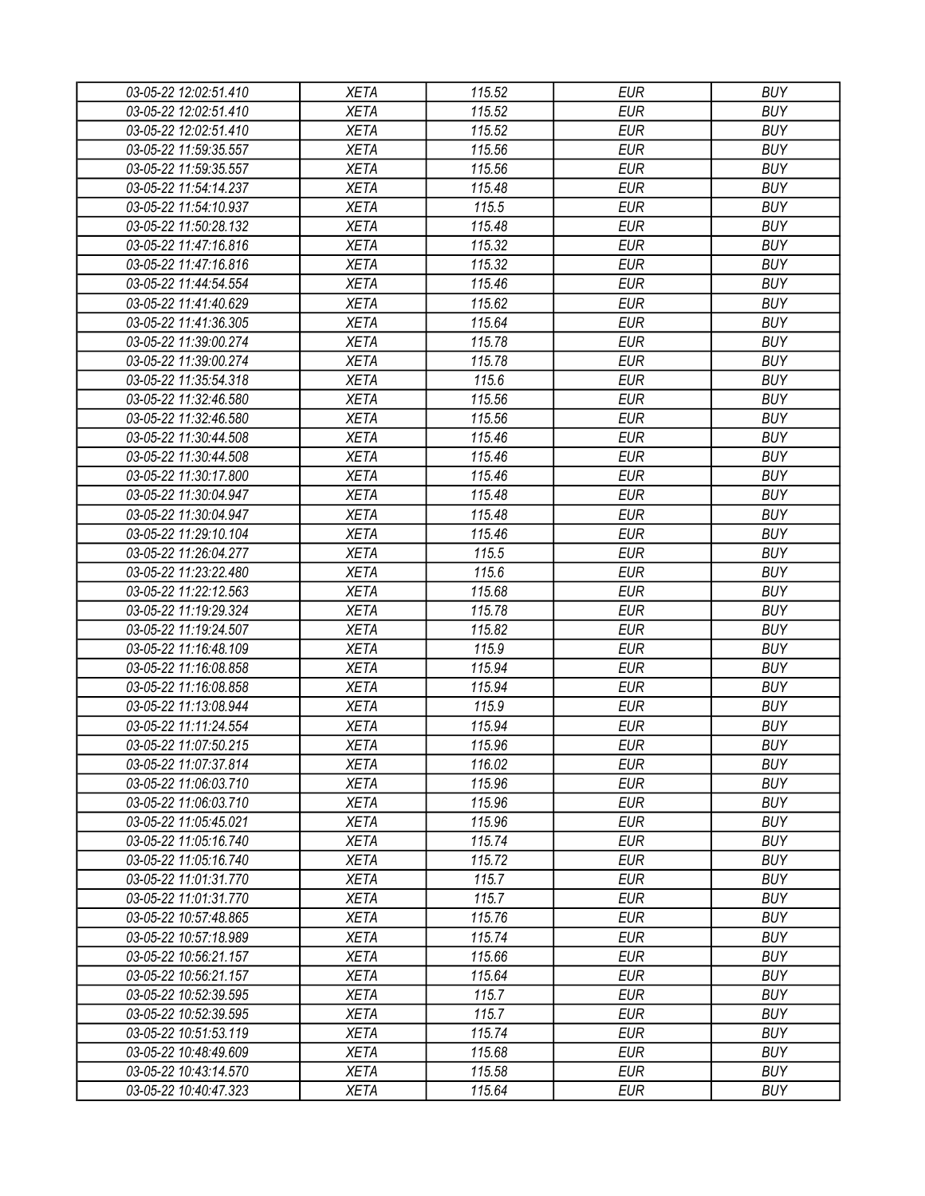| 03-05-22 12:02:51.410 | XETA | 115.52 | EUR | BUY |
|---|---|---|---|---|
| 03-05-22 12:02:51.410 | XETA | 115.52 | EUR | BUY |
| 03-05-22 12:02:51.410 | XETA | 115.52 | EUR | BUY |
| 03-05-22 11:59:35.557 | XETA | 115.56 | EUR | BUY |
| 03-05-22 11:59:35.557 | XETA | 115.56 | EUR | BUY |
| 03-05-22 11:54:14.237 | XETA | 115.48 | EUR | BUY |
| 03-05-22 11:54:10.937 | XETA | 115.5 | EUR | BUY |
| 03-05-22 11:50:28.132 | XETA | 115.48 | EUR | BUY |
| 03-05-22 11:47:16.816 | XETA | 115.32 | EUR | BUY |
| 03-05-22 11:47:16.816 | XETA | 115.32 | EUR | BUY |
| 03-05-22 11:44:54.554 | XETA | 115.46 | EUR | BUY |
| 03-05-22 11:41:40.629 | XETA | 115.62 | EUR | BUY |
| 03-05-22 11:41:36.305 | XETA | 115.64 | EUR | BUY |
| 03-05-22 11:39:00.274 | XETA | 115.78 | EUR | BUY |
| 03-05-22 11:39:00.274 | XETA | 115.78 | EUR | BUY |
| 03-05-22 11:35:54.318 | XETA | 115.6 | EUR | BUY |
| 03-05-22 11:32:46.580 | XETA | 115.56 | EUR | BUY |
| 03-05-22 11:32:46.580 | XETA | 115.56 | EUR | BUY |
| 03-05-22 11:30:44.508 | XETA | 115.46 | EUR | BUY |
| 03-05-22 11:30:44.508 | XETA | 115.46 | EUR | BUY |
| 03-05-22 11:30:17.800 | XETA | 115.46 | EUR | BUY |
| 03-05-22 11:30:04.947 | XETA | 115.48 | EUR | BUY |
| 03-05-22 11:30:04.947 | XETA | 115.48 | EUR | BUY |
| 03-05-22 11:29:10.104 | XETA | 115.46 | EUR | BUY |
| 03-05-22 11:26:04.277 | XETA | 115.5 | EUR | BUY |
| 03-05-22 11:23:22.480 | XETA | 115.6 | EUR | BUY |
| 03-05-22 11:22:12.563 | XETA | 115.68 | EUR | BUY |
| 03-05-22 11:19:29.324 | XETA | 115.78 | EUR | BUY |
| 03-05-22 11:19:24.507 | XETA | 115.82 | EUR | BUY |
| 03-05-22 11:16:48.109 | XETA | 115.9 | EUR | BUY |
| 03-05-22 11:16:08.858 | XETA | 115.94 | EUR | BUY |
| 03-05-22 11:16:08.858 | XETA | 115.94 | EUR | BUY |
| 03-05-22 11:13:08.944 | XETA | 115.9 | EUR | BUY |
| 03-05-22 11:11:24.554 | XETA | 115.94 | EUR | BUY |
| 03-05-22 11:07:50.215 | XETA | 115.96 | EUR | BUY |
| 03-05-22 11:07:37.814 | XETA | 116.02 | EUR | BUY |
| 03-05-22 11:06:03.710 | XETA | 115.96 | EUR | BUY |
| 03-05-22 11:06:03.710 | XETA | 115.96 | EUR | BUY |
| 03-05-22 11:05:45.021 | XETA | 115.96 | EUR | BUY |
| 03-05-22 11:05:16.740 | XETA | 115.74 | EUR | BUY |
| 03-05-22 11:05:16.740 | XETA | 115.72 | EUR | BUY |
| 03-05-22 11:01:31.770 | XETA | 115.7 | EUR | BUY |
| 03-05-22 11:01:31.770 | XETA | 115.7 | EUR | BUY |
| 03-05-22 10:57:48.865 | XETA | 115.76 | EUR | BUY |
| 03-05-22 10:57:18.989 | XETA | 115.74 | EUR | BUY |
| 03-05-22 10:56:21.157 | XETA | 115.66 | EUR | BUY |
| 03-05-22 10:56:21.157 | XETA | 115.64 | EUR | BUY |
| 03-05-22 10:52:39.595 | XETA | 115.7 | EUR | BUY |
| 03-05-22 10:52:39.595 | XETA | 115.7 | EUR | BUY |
| 03-05-22 10:51:53.119 | XETA | 115.74 | EUR | BUY |
| 03-05-22 10:48:49.609 | XETA | 115.68 | EUR | BUY |
| 03-05-22 10:43:14.570 | XETA | 115.58 | EUR | BUY |
| 03-05-22 10:40:47.323 | XETA | 115.64 | EUR | BUY |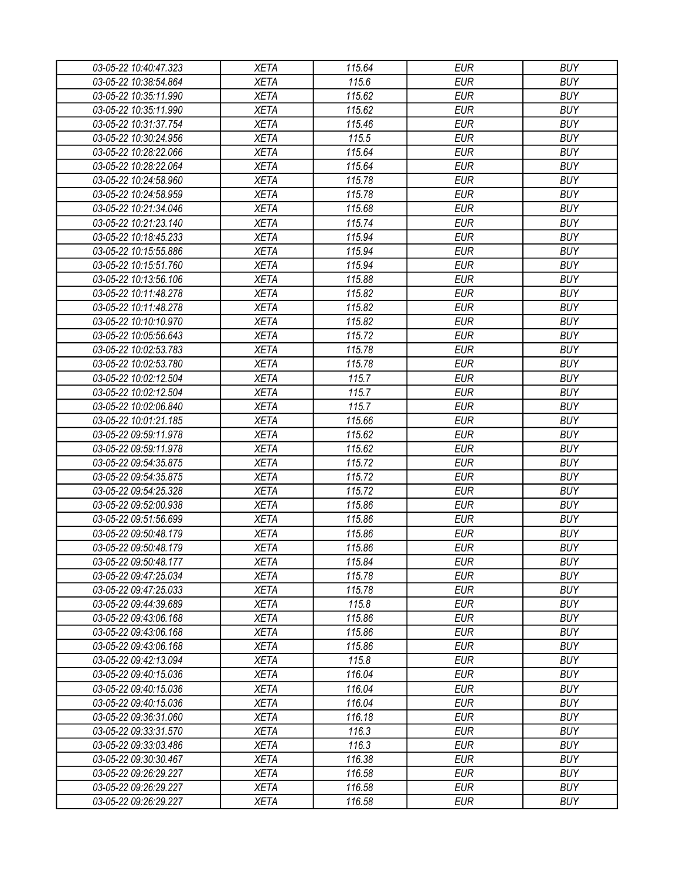| 03-05-22 10:40:47.323 | XETA | 115.64 | EUR | BUY |
|---|---|---|---|---|
| 03-05-22 10:38:54.864 | XETA | 115.6 | EUR | BUY |
| 03-05-22 10:35:11.990 | XETA | 115.62 | EUR | BUY |
| 03-05-22 10:35:11.990 | XETA | 115.62 | EUR | BUY |
| 03-05-22 10:31:37.754 | XETA | 115.46 | EUR | BUY |
| 03-05-22 10:30:24.956 | XETA | 115.5 | EUR | BUY |
| 03-05-22 10:28:22.066 | XETA | 115.64 | EUR | BUY |
| 03-05-22 10:28:22.064 | XETA | 115.64 | EUR | BUY |
| 03-05-22 10:24:58.960 | XETA | 115.78 | EUR | BUY |
| 03-05-22 10:24:58.959 | XETA | 115.78 | EUR | BUY |
| 03-05-22 10:21:34.046 | XETA | 115.68 | EUR | BUY |
| 03-05-22 10:21:23.140 | XETA | 115.74 | EUR | BUY |
| 03-05-22 10:18:45.233 | XETA | 115.94 | EUR | BUY |
| 03-05-22 10:15:55.886 | XETA | 115.94 | EUR | BUY |
| 03-05-22 10:15:51.760 | XETA | 115.94 | EUR | BUY |
| 03-05-22 10:13:56.106 | XETA | 115.88 | EUR | BUY |
| 03-05-22 10:11:48.278 | XETA | 115.82 | EUR | BUY |
| 03-05-22 10:11:48.278 | XETA | 115.82 | EUR | BUY |
| 03-05-22 10:10:10.970 | XETA | 115.82 | EUR | BUY |
| 03-05-22 10:05:56.643 | XETA | 115.72 | EUR | BUY |
| 03-05-22 10:02:53.783 | XETA | 115.78 | EUR | BUY |
| 03-05-22 10:02:53.780 | XETA | 115.78 | EUR | BUY |
| 03-05-22 10:02:12.504 | XETA | 115.7 | EUR | BUY |
| 03-05-22 10:02:12.504 | XETA | 115.7 | EUR | BUY |
| 03-05-22 10:02:06.840 | XETA | 115.7 | EUR | BUY |
| 03-05-22 10:01:21.185 | XETA | 115.66 | EUR | BUY |
| 03-05-22 09:59:11.978 | XETA | 115.62 | EUR | BUY |
| 03-05-22 09:59:11.978 | XETA | 115.62 | EUR | BUY |
| 03-05-22 09:54:35.875 | XETA | 115.72 | EUR | BUY |
| 03-05-22 09:54:35.875 | XETA | 115.72 | EUR | BUY |
| 03-05-22 09:54:25.328 | XETA | 115.72 | EUR | BUY |
| 03-05-22 09:52:00.938 | XETA | 115.86 | EUR | BUY |
| 03-05-22 09:51:56.699 | XETA | 115.86 | EUR | BUY |
| 03-05-22 09:50:48.179 | XETA | 115.86 | EUR | BUY |
| 03-05-22 09:50:48.179 | XETA | 115.86 | EUR | BUY |
| 03-05-22 09:50:48.177 | XETA | 115.84 | EUR | BUY |
| 03-05-22 09:47:25.034 | XETA | 115.78 | EUR | BUY |
| 03-05-22 09:47:25.033 | XETA | 115.78 | EUR | BUY |
| 03-05-22 09:44:39.689 | XETA | 115.8 | EUR | BUY |
| 03-05-22 09:43:06.168 | XETA | 115.86 | EUR | BUY |
| 03-05-22 09:43:06.168 | XETA | 115.86 | EUR | BUY |
| 03-05-22 09:43:06.168 | XETA | 115.86 | EUR | BUY |
| 03-05-22 09:42:13.094 | XETA | 115.8 | EUR | BUY |
| 03-05-22 09:40:15.036 | XETA | 116.04 | EUR | BUY |
| 03-05-22 09:40:15.036 | XETA | 116.04 | EUR | BUY |
| 03-05-22 09:40:15.036 | XETA | 116.04 | EUR | BUY |
| 03-05-22 09:36:31.060 | XETA | 116.18 | EUR | BUY |
| 03-05-22 09:33:31.570 | XETA | 116.3 | EUR | BUY |
| 03-05-22 09:33:03.486 | XETA | 116.3 | EUR | BUY |
| 03-05-22 09:30:30.467 | XETA | 116.38 | EUR | BUY |
| 03-05-22 09:26:29.227 | XETA | 116.58 | EUR | BUY |
| 03-05-22 09:26:29.227 | XETA | 116.58 | EUR | BUY |
| 03-05-22 09:26:29.227 | XETA | 116.58 | EUR | BUY |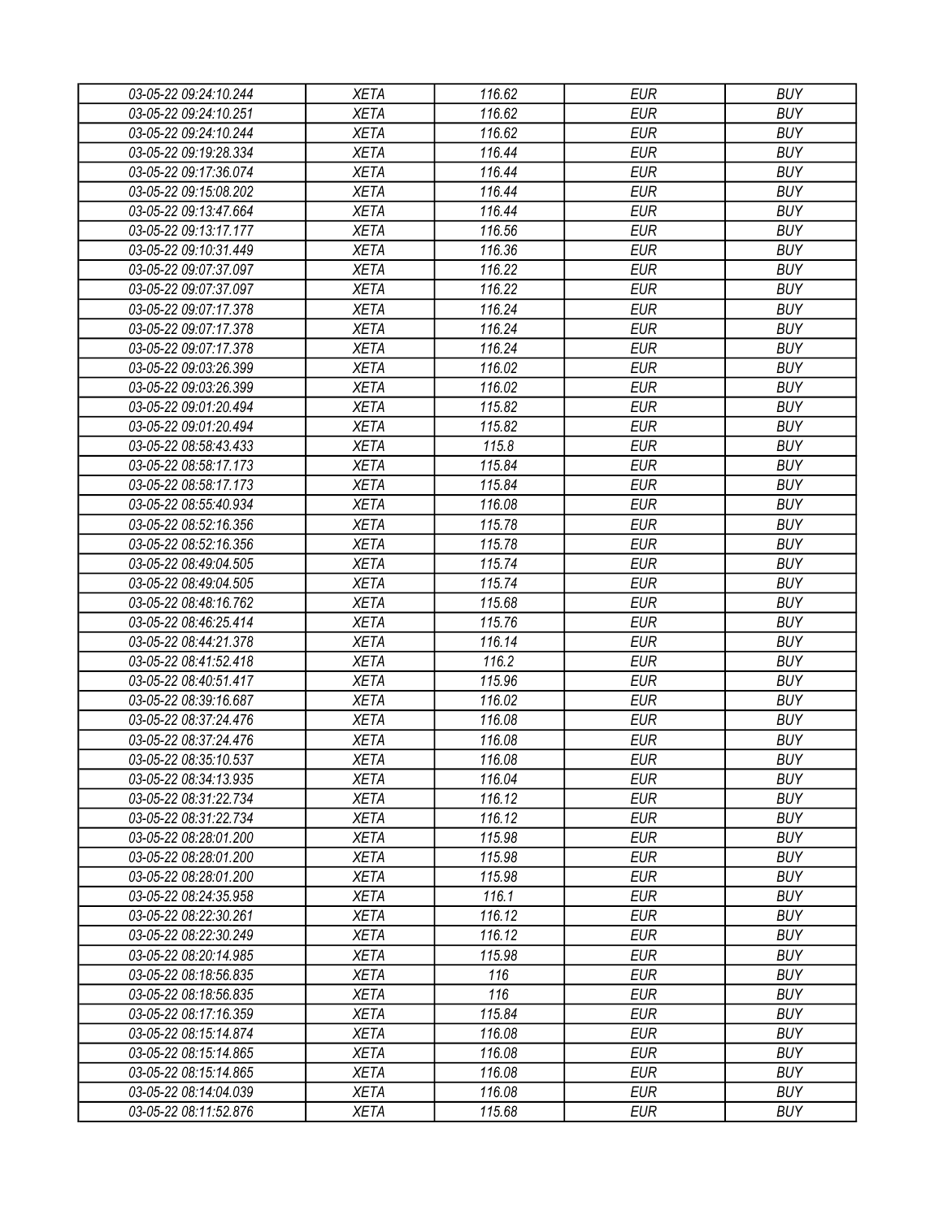| 03-05-22 09:24:10.244 | XETA | 116.62 | EUR | BUY |
|---|---|---|---|---|
| 03-05-22 09:24:10.251 | XETA | 116.62 | EUR | BUY |
| 03-05-22 09:24:10.244 | XETA | 116.62 | EUR | BUY |
| 03-05-22 09:19:28.334 | XETA | 116.44 | EUR | BUY |
| 03-05-22 09:17:36.074 | XETA | 116.44 | EUR | BUY |
| 03-05-22 09:15:08.202 | XETA | 116.44 | EUR | BUY |
| 03-05-22 09:13:47.664 | XETA | 116.44 | EUR | BUY |
| 03-05-22 09:13:17.177 | XETA | 116.56 | EUR | BUY |
| 03-05-22 09:10:31.449 | XETA | 116.36 | EUR | BUY |
| 03-05-22 09:07:37.097 | XETA | 116.22 | EUR | BUY |
| 03-05-22 09:07:37.097 | XETA | 116.22 | EUR | BUY |
| 03-05-22 09:07:17.378 | XETA | 116.24 | EUR | BUY |
| 03-05-22 09:07:17.378 | XETA | 116.24 | EUR | BUY |
| 03-05-22 09:07:17.378 | XETA | 116.24 | EUR | BUY |
| 03-05-22 09:03:26.399 | XETA | 116.02 | EUR | BUY |
| 03-05-22 09:03:26.399 | XETA | 116.02 | EUR | BUY |
| 03-05-22 09:01:20.494 | XETA | 115.82 | EUR | BUY |
| 03-05-22 09:01:20.494 | XETA | 115.82 | EUR | BUY |
| 03-05-22 08:58:43.433 | XETA | 115.8 | EUR | BUY |
| 03-05-22 08:58:17.173 | XETA | 115.84 | EUR | BUY |
| 03-05-22 08:58:17.173 | XETA | 115.84 | EUR | BUY |
| 03-05-22 08:55:40.934 | XETA | 116.08 | EUR | BUY |
| 03-05-22 08:52:16.356 | XETA | 115.78 | EUR | BUY |
| 03-05-22 08:52:16.356 | XETA | 115.78 | EUR | BUY |
| 03-05-22 08:49:04.505 | XETA | 115.74 | EUR | BUY |
| 03-05-22 08:49:04.505 | XETA | 115.74 | EUR | BUY |
| 03-05-22 08:48:16.762 | XETA | 115.68 | EUR | BUY |
| 03-05-22 08:46:25.414 | XETA | 115.76 | EUR | BUY |
| 03-05-22 08:44:21.378 | XETA | 116.14 | EUR | BUY |
| 03-05-22 08:41:52.418 | XETA | 116.2 | EUR | BUY |
| 03-05-22 08:40:51.417 | XETA | 115.96 | EUR | BUY |
| 03-05-22 08:39:16.687 | XETA | 116.02 | EUR | BUY |
| 03-05-22 08:37:24.476 | XETA | 116.08 | EUR | BUY |
| 03-05-22 08:37:24.476 | XETA | 116.08 | EUR | BUY |
| 03-05-22 08:35:10.537 | XETA | 116.08 | EUR | BUY |
| 03-05-22 08:34:13.935 | XETA | 116.04 | EUR | BUY |
| 03-05-22 08:31:22.734 | XETA | 116.12 | EUR | BUY |
| 03-05-22 08:31:22.734 | XETA | 116.12 | EUR | BUY |
| 03-05-22 08:28:01.200 | XETA | 115.98 | EUR | BUY |
| 03-05-22 08:28:01.200 | XETA | 115.98 | EUR | BUY |
| 03-05-22 08:28:01.200 | XETA | 115.98 | EUR | BUY |
| 03-05-22 08:24:35.958 | XETA | 116.1 | EUR | BUY |
| 03-05-22 08:22:30.261 | XETA | 116.12 | EUR | BUY |
| 03-05-22 08:22:30.249 | XETA | 116.12 | EUR | BUY |
| 03-05-22 08:20:14.985 | XETA | 115.98 | EUR | BUY |
| 03-05-22 08:18:56.835 | XETA | 116 | EUR | BUY |
| 03-05-22 08:18:56.835 | XETA | 116 | EUR | BUY |
| 03-05-22 08:17:16.359 | XETA | 115.84 | EUR | BUY |
| 03-05-22 08:15:14.874 | XETA | 116.08 | EUR | BUY |
| 03-05-22 08:15:14.865 | XETA | 116.08 | EUR | BUY |
| 03-05-22 08:15:14.865 | XETA | 116.08 | EUR | BUY |
| 03-05-22 08:14:04.039 | XETA | 116.08 | EUR | BUY |
| 03-05-22 08:11:52.876 | XETA | 115.68 | EUR | BUY |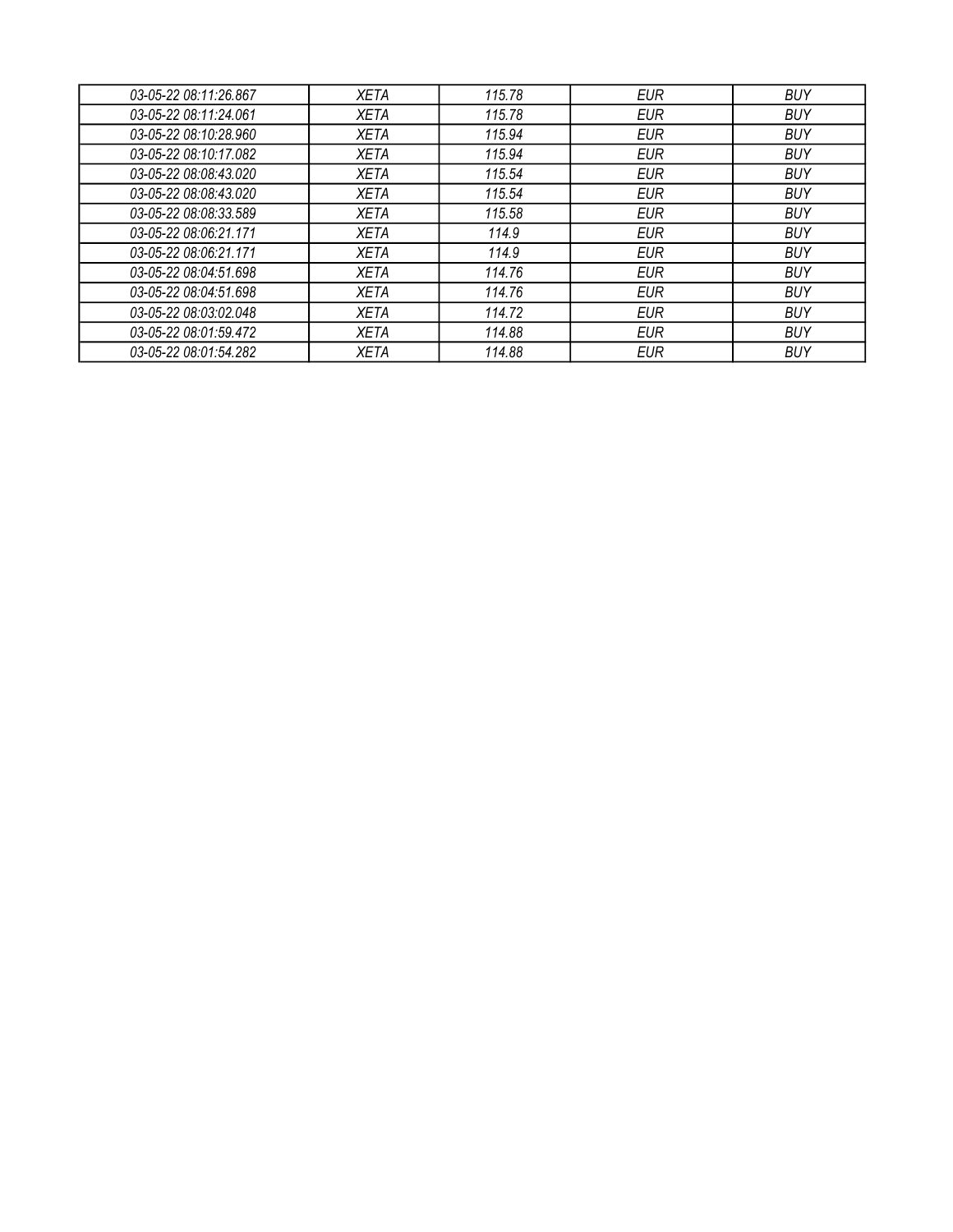| | | | | |
|---|---|---|---|---|
| *03-05-22 08:11:26.867* | *XETA* | *115.78* | *EUR* | *BUY* |
| *03-05-22 08:11:24.061* | *XETA* | *115.78* | *EUR* | *BUY* |
| *03-05-22 08:10:28.960* | *XETA* | *115.94* | *EUR* | *BUY* |
| *03-05-22 08:10:17.082* | *XETA* | *115.94* | *EUR* | *BUY* |
| *03-05-22 08:08:43.020* | *XETA* | *115.54* | *EUR* | *BUY* |
| *03-05-22 08:08:43.020* | *XETA* | *115.54* | *EUR* | *BUY* |
| *03-05-22 08:08:33.589* | *XETA* | *115.58* | *EUR* | *BUY* |
| *03-05-22 08:06:21.171* | *XETA* | *114.9* | *EUR* | *BUY* |
| *03-05-22 08:06:21.171* | *XETA* | *114.9* | *EUR* | *BUY* |
| *03-05-22 08:04:51.698* | *XETA* | *114.76* | *EUR* | *BUY* |
| *03-05-22 08:04:51.698* | *XETA* | *114.76* | *EUR* | *BUY* |
| *03-05-22 08:03:02.048* | *XETA* | *114.72* | *EUR* | *BUY* |
| *03-05-22 08:01:59.472* | *XETA* | *114.88* | *EUR* | *BUY* |
| *03-05-22 08:01:54.282* | *XETA* | *114.88* | *EUR* | *BUY* |